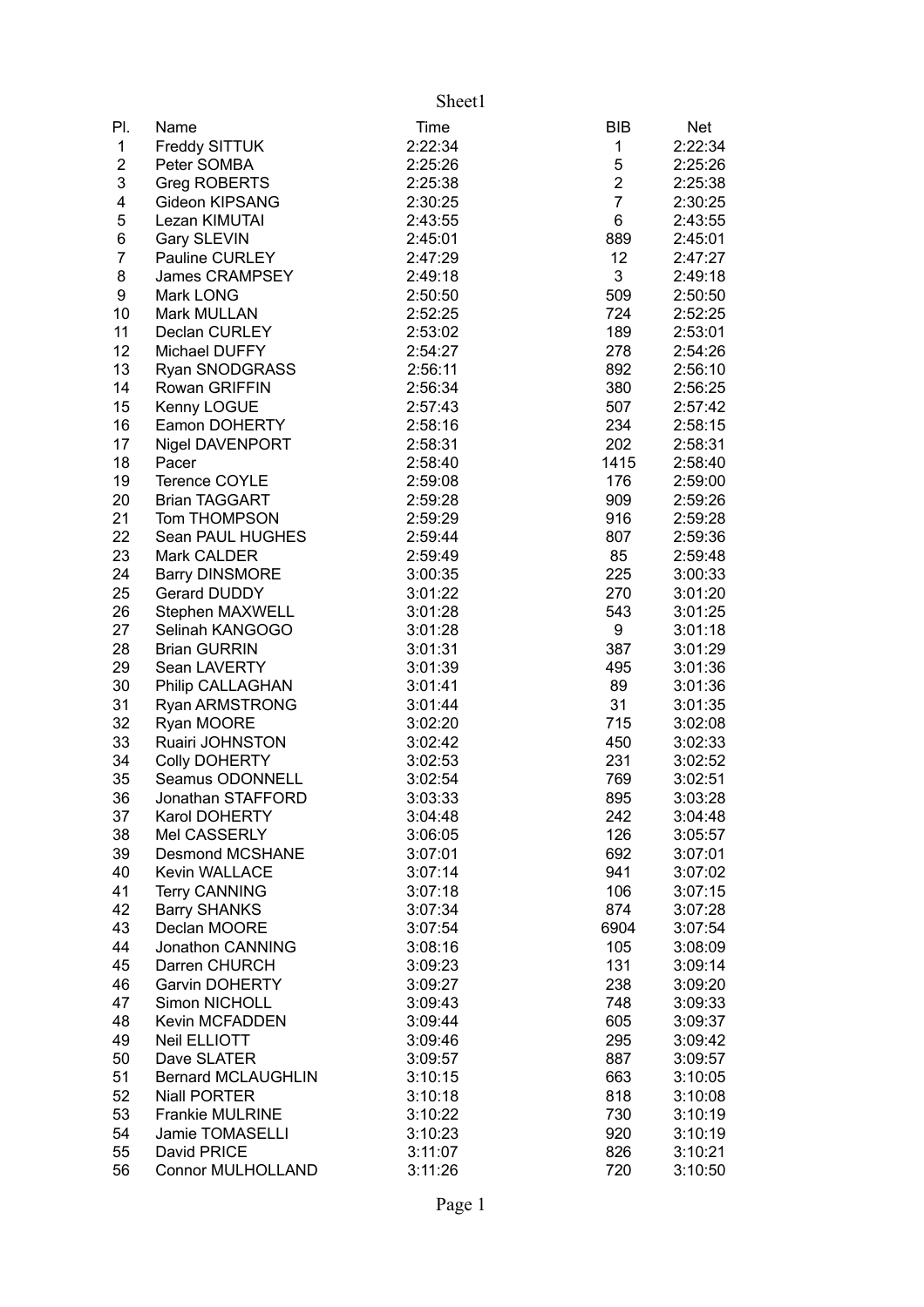| Pl. | Name | Time | BIB | Net |
|---|---|---|---|---|
| 1 | Freddy SITTUK | 2:22:34 | 1 | 2:22:34 |
| 2 | Peter SOMBA | 2:25:26 | 5 | 2:25:26 |
| 3 | Greg ROBERTS | 2:25:38 | 2 | 2:25:38 |
| 4 | Gideon KIPSANG | 2:30:25 | 7 | 2:30:25 |
| 5 | Lezan KIMUTAI | 2:43:55 | 6 | 2:43:55 |
| 6 | Gary SLEVIN | 2:45:01 | 889 | 2:45:01 |
| 7 | Pauline CURLEY | 2:47:29 | 12 | 2:47:27 |
| 8 | James CRAMPSEY | 2:49:18 | 3 | 2:49:18 |
| 9 | Mark LONG | 2:50:50 | 509 | 2:50:50 |
| 10 | Mark MULLAN | 2:52:25 | 724 | 2:52:25 |
| 11 | Declan CURLEY | 2:53:02 | 189 | 2:53:01 |
| 12 | Michael DUFFY | 2:54:27 | 278 | 2:54:26 |
| 13 | Ryan SNODGRASS | 2:56:11 | 892 | 2:56:10 |
| 14 | Rowan GRIFFIN | 2:56:34 | 380 | 2:56:25 |
| 15 | Kenny LOGUE | 2:57:43 | 507 | 2:57:42 |
| 16 | Eamon DOHERTY | 2:58:16 | 234 | 2:58:15 |
| 17 | Nigel DAVENPORT | 2:58:31 | 202 | 2:58:31 |
| 18 | Pacer | 2:58:40 | 1415 | 2:58:40 |
| 19 | Terence COYLE | 2:59:08 | 176 | 2:59:00 |
| 20 | Brian TAGGART | 2:59:28 | 909 | 2:59:26 |
| 21 | Tom THOMPSON | 2:59:29 | 916 | 2:59:28 |
| 22 | Sean PAUL HUGHES | 2:59:44 | 807 | 2:59:36 |
| 23 | Mark CALDER | 2:59:49 | 85 | 2:59:48 |
| 24 | Barry DINSMORE | 3:00:35 | 225 | 3:00:33 |
| 25 | Gerard DUDDY | 3:01:22 | 270 | 3:01:20 |
| 26 | Stephen MAXWELL | 3:01:28 | 543 | 3:01:25 |
| 27 | Selinah KANGOGO | 3:01:28 | 9 | 3:01:18 |
| 28 | Brian GURRIN | 3:01:31 | 387 | 3:01:29 |
| 29 | Sean LAVERTY | 3:01:39 | 495 | 3:01:36 |
| 30 | Philip CALLAGHAN | 3:01:41 | 89 | 3:01:36 |
| 31 | Ryan ARMSTRONG | 3:01:44 | 31 | 3:01:35 |
| 32 | Ryan MOORE | 3:02:20 | 715 | 3:02:08 |
| 33 | Ruairi JOHNSTON | 3:02:42 | 450 | 3:02:33 |
| 34 | Colly DOHERTY | 3:02:53 | 231 | 3:02:52 |
| 35 | Seamus ODONNELL | 3:02:54 | 769 | 3:02:51 |
| 36 | Jonathan STAFFORD | 3:03:33 | 895 | 3:03:28 |
| 37 | Karol DOHERTY | 3:04:48 | 242 | 3:04:48 |
| 38 | Mel CASSERLY | 3:06:05 | 126 | 3:05:57 |
| 39 | Desmond MCSHANE | 3:07:01 | 692 | 3:07:01 |
| 40 | Kevin WALLACE | 3:07:14 | 941 | 3:07:02 |
| 41 | Terry CANNING | 3:07:18 | 106 | 3:07:15 |
| 42 | Barry SHANKS | 3:07:34 | 874 | 3:07:28 |
| 43 | Declan MOORE | 3:07:54 | 6904 | 3:07:54 |
| 44 | Jonathon CANNING | 3:08:16 | 105 | 3:08:09 |
| 45 | Darren CHURCH | 3:09:23 | 131 | 3:09:14 |
| 46 | Garvin DOHERTY | 3:09:27 | 238 | 3:09:20 |
| 47 | Simon NICHOLL | 3:09:43 | 748 | 3:09:33 |
| 48 | Kevin MCFADDEN | 3:09:44 | 605 | 3:09:37 |
| 49 | Neil ELLIOTT | 3:09:46 | 295 | 3:09:42 |
| 50 | Dave SLATER | 3:09:57 | 887 | 3:09:57 |
| 51 | Bernard MCLAUGHLIN | 3:10:15 | 663 | 3:10:05 |
| 52 | Niall PORTER | 3:10:18 | 818 | 3:10:08 |
| 53 | Frankie MULRINE | 3:10:22 | 730 | 3:10:19 |
| 54 | Jamie TOMASELLI | 3:10:23 | 920 | 3:10:19 |
| 55 | David PRICE | 3:11:07 | 826 | 3:10:21 |
| 56 | Connor MULHOLLAND | 3:11:26 | 720 | 3:10:50 |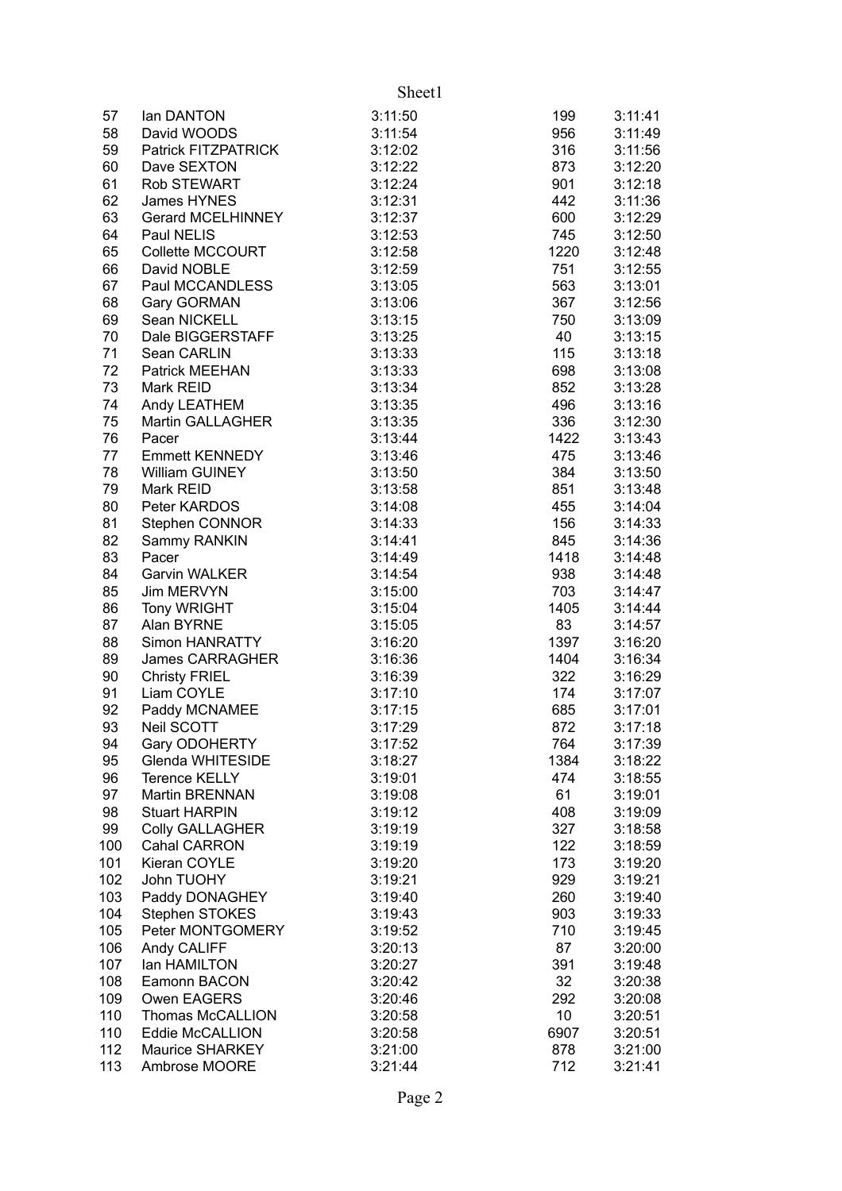| | | | | |
|---|---|---|---|---|
| 57 | Ian DANTON | 3:11:50 | 199 | 3:11:41 |
| 58 | David WOODS | 3:11:54 | 956 | 3:11:49 |
| 59 | Patrick FITZPATRICK | 3:12:02 | 316 | 3:11:56 |
| 60 | Dave SEXTON | 3:12:22 | 873 | 3:12:20 |
| 61 | Rob STEWART | 3:12:24 | 901 | 3:12:18 |
| 62 | James HYNES | 3:12:31 | 442 | 3:11:36 |
| 63 | Gerard MCELHINNEY | 3:12:37 | 600 | 3:12:29 |
| 64 | Paul NELIS | 3:12:53 | 745 | 3:12:50 |
| 65 | Collette MCCOURT | 3:12:58 | 1220 | 3:12:48 |
| 66 | David NOBLE | 3:12:59 | 751 | 3:12:55 |
| 67 | Paul MCCANDLESS | 3:13:05 | 563 | 3:13:01 |
| 68 | Gary GORMAN | 3:13:06 | 367 | 3:12:56 |
| 69 | Sean NICKELL | 3:13:15 | 750 | 3:13:09 |
| 70 | Dale BIGGERSTAFF | 3:13:25 | 40 | 3:13:15 |
| 71 | Sean CARLIN | 3:13:33 | 115 | 3:13:18 |
| 72 | Patrick MEEHAN | 3:13:33 | 698 | 3:13:08 |
| 73 | Mark REID | 3:13:34 | 852 | 3:13:28 |
| 74 | Andy LEATHEM | 3:13:35 | 496 | 3:13:16 |
| 75 | Martin GALLAGHER | 3:13:35 | 336 | 3:12:30 |
| 76 | Pacer | 3:13:44 | 1422 | 3:13:43 |
| 77 | Emmett KENNEDY | 3:13:46 | 475 | 3:13:46 |
| 78 | William GUINEY | 3:13:50 | 384 | 3:13:50 |
| 79 | Mark REID | 3:13:58 | 851 | 3:13:48 |
| 80 | Peter KARDOS | 3:14:08 | 455 | 3:14:04 |
| 81 | Stephen CONNOR | 3:14:33 | 156 | 3:14:33 |
| 82 | Sammy RANKIN | 3:14:41 | 845 | 3:14:36 |
| 83 | Pacer | 3:14:49 | 1418 | 3:14:48 |
| 84 | Garvin WALKER | 3:14:54 | 938 | 3:14:48 |
| 85 | Jim MERVYN | 3:15:00 | 703 | 3:14:47 |
| 86 | Tony WRIGHT | 3:15:04 | 1405 | 3:14:44 |
| 87 | Alan BYRNE | 3:15:05 | 83 | 3:14:57 |
| 88 | Simon HANRATTY | 3:16:20 | 1397 | 3:16:20 |
| 89 | James CARRAGHER | 3:16:36 | 1404 | 3:16:34 |
| 90 | Christy FRIEL | 3:16:39 | 322 | 3:16:29 |
| 91 | Liam COYLE | 3:17:10 | 174 | 3:17:07 |
| 92 | Paddy MCNAMEE | 3:17:15 | 685 | 3:17:01 |
| 93 | Neil SCOTT | 3:17:29 | 872 | 3:17:18 |
| 94 | Gary ODOHERTY | 3:17:52 | 764 | 3:17:39 |
| 95 | Glenda WHITESIDE | 3:18:27 | 1384 | 3:18:22 |
| 96 | Terence KELLY | 3:19:01 | 474 | 3:18:55 |
| 97 | Martin BRENNAN | 3:19:08 | 61 | 3:19:01 |
| 98 | Stuart HARPIN | 3:19:12 | 408 | 3:19:09 |
| 99 | Colly GALLAGHER | 3:19:19 | 327 | 3:18:58 |
| 100 | Cahal CARRON | 3:19:19 | 122 | 3:18:59 |
| 101 | Kieran COYLE | 3:19:20 | 173 | 3:19:20 |
| 102 | John TUOHY | 3:19:21 | 929 | 3:19:21 |
| 103 | Paddy DONAGHEY | 3:19:40 | 260 | 3:19:40 |
| 104 | Stephen STOKES | 3:19:43 | 903 | 3:19:33 |
| 105 | Peter MONTGOMERY | 3:19:52 | 710 | 3:19:45 |
| 106 | Andy CALIFF | 3:20:13 | 87 | 3:20:00 |
| 107 | Ian HAMILTON | 3:20:27 | 391 | 3:19:48 |
| 108 | Eamonn BACON | 3:20:42 | 32 | 3:20:38 |
| 109 | Owen EAGERS | 3:20:46 | 292 | 3:20:08 |
| 110 | Thomas McCALLION | 3:20:58 | 10 | 3:20:51 |
| 110 | Eddie McCALLION | 3:20:58 | 6907 | 3:20:51 |
| 112 | Maurice SHARKEY | 3:21:00 | 878 | 3:21:00 |
| 113 | Ambrose MOORE | 3:21:44 | 712 | 3:21:41 |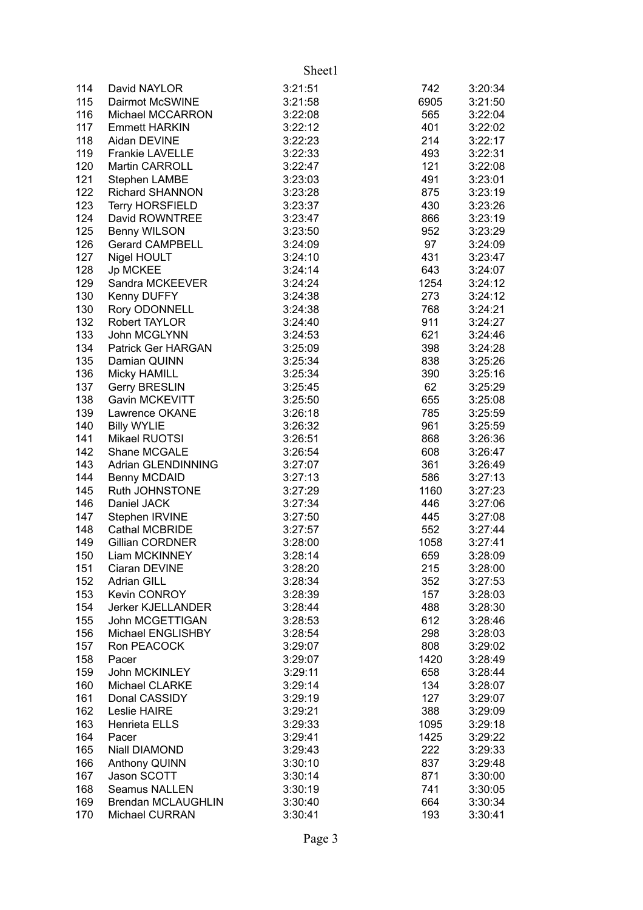| | | | | |
|---|---|---|---|---|
| 114 | David NAYLOR | 3:21:51 | 742 | 3:20:34 |
| 115 | Dairmot McSWINE | 3:21:58 | 6905 | 3:21:50 |
| 116 | Michael MCCARRON | 3:22:08 | 565 | 3:22:04 |
| 117 | Emmett HARKIN | 3:22:12 | 401 | 3:22:02 |
| 118 | Aidan DEVINE | 3:22:23 | 214 | 3:22:17 |
| 119 | Frankie LAVELLE | 3:22:33 | 493 | 3:22:31 |
| 120 | Martin CARROLL | 3:22:47 | 121 | 3:22:08 |
| 121 | Stephen LAMBE | 3:23:03 | 491 | 3:23:01 |
| 122 | Richard SHANNON | 3:23:28 | 875 | 3:23:19 |
| 123 | Terry HORSFIELD | 3:23:37 | 430 | 3:23:26 |
| 124 | David ROWNTREE | 3:23:47 | 866 | 3:23:19 |
| 125 | Benny WILSON | 3:23:50 | 952 | 3:23:29 |
| 126 | Gerard CAMPBELL | 3:24:09 | 97 | 3:24:09 |
| 127 | Nigel HOULT | 3:24:10 | 431 | 3:23:47 |
| 128 | Jp MCKEE | 3:24:14 | 643 | 3:24:07 |
| 129 | Sandra MCKEEVER | 3:24:24 | 1254 | 3:24:12 |
| 130 | Kenny DUFFY | 3:24:38 | 273 | 3:24:12 |
| 130 | Rory ODONNELL | 3:24:38 | 768 | 3:24:21 |
| 132 | Robert TAYLOR | 3:24:40 | 911 | 3:24:27 |
| 133 | John MCGLYNN | 3:24:53 | 621 | 3:24:46 |
| 134 | Patrick Ger HARGAN | 3:25:09 | 398 | 3:24:28 |
| 135 | Damian QUINN | 3:25:34 | 838 | 3:25:26 |
| 136 | Micky HAMILL | 3:25:34 | 390 | 3:25:16 |
| 137 | Gerry BRESLIN | 3:25:45 | 62 | 3:25:29 |
| 138 | Gavin MCKEVITT | 3:25:50 | 655 | 3:25:08 |
| 139 | Lawrence OKANE | 3:26:18 | 785 | 3:25:59 |
| 140 | Billy WYLIE | 3:26:32 | 961 | 3:25:59 |
| 141 | Mikael RUOTSI | 3:26:51 | 868 | 3:26:36 |
| 142 | Shane MCGALE | 3:26:54 | 608 | 3:26:47 |
| 143 | Adrian GLENDINNING | 3:27:07 | 361 | 3:26:49 |
| 144 | Benny MCDAID | 3:27:13 | 586 | 3:27:13 |
| 145 | Ruth JOHNSTONE | 3:27:29 | 1160 | 3:27:23 |
| 146 | Daniel JACK | 3:27:34 | 446 | 3:27:06 |
| 147 | Stephen IRVINE | 3:27:50 | 445 | 3:27:08 |
| 148 | Cathal MCBRIDE | 3:27:57 | 552 | 3:27:44 |
| 149 | Gillian CORDNER | 3:28:00 | 1058 | 3:27:41 |
| 150 | Liam MCKINNEY | 3:28:14 | 659 | 3:28:09 |
| 151 | Ciaran DEVINE | 3:28:20 | 215 | 3:28:00 |
| 152 | Adrian GILL | 3:28:34 | 352 | 3:27:53 |
| 153 | Kevin CONROY | 3:28:39 | 157 | 3:28:03 |
| 154 | Jerker KJELLANDER | 3:28:44 | 488 | 3:28:30 |
| 155 | John MCGETTIGAN | 3:28:53 | 612 | 3:28:46 |
| 156 | Michael ENGLISHBY | 3:28:54 | 298 | 3:28:03 |
| 157 | Ron PEACOCK | 3:29:07 | 808 | 3:29:02 |
| 158 | Pacer | 3:29:07 | 1420 | 3:28:49 |
| 159 | John MCKINLEY | 3:29:11 | 658 | 3:28:44 |
| 160 | Michael CLARKE | 3:29:14 | 134 | 3:28:07 |
| 161 | Donal CASSIDY | 3:29:19 | 127 | 3:29:07 |
| 162 | Leslie HAIRE | 3:29:21 | 388 | 3:29:09 |
| 163 | Henrieta ELLS | 3:29:33 | 1095 | 3:29:18 |
| 164 | Pacer | 3:29:41 | 1425 | 3:29:22 |
| 165 | Niall DIAMOND | 3:29:43 | 222 | 3:29:33 |
| 166 | Anthony QUINN | 3:30:10 | 837 | 3:29:48 |
| 167 | Jason SCOTT | 3:30:14 | 871 | 3:30:00 |
| 168 | Seamus NALLEN | 3:30:19 | 741 | 3:30:05 |
| 169 | Brendan MCLAUGHLIN | 3:30:40 | 664 | 3:30:34 |
| 170 | Michael CURRAN | 3:30:41 | 193 | 3:30:41 |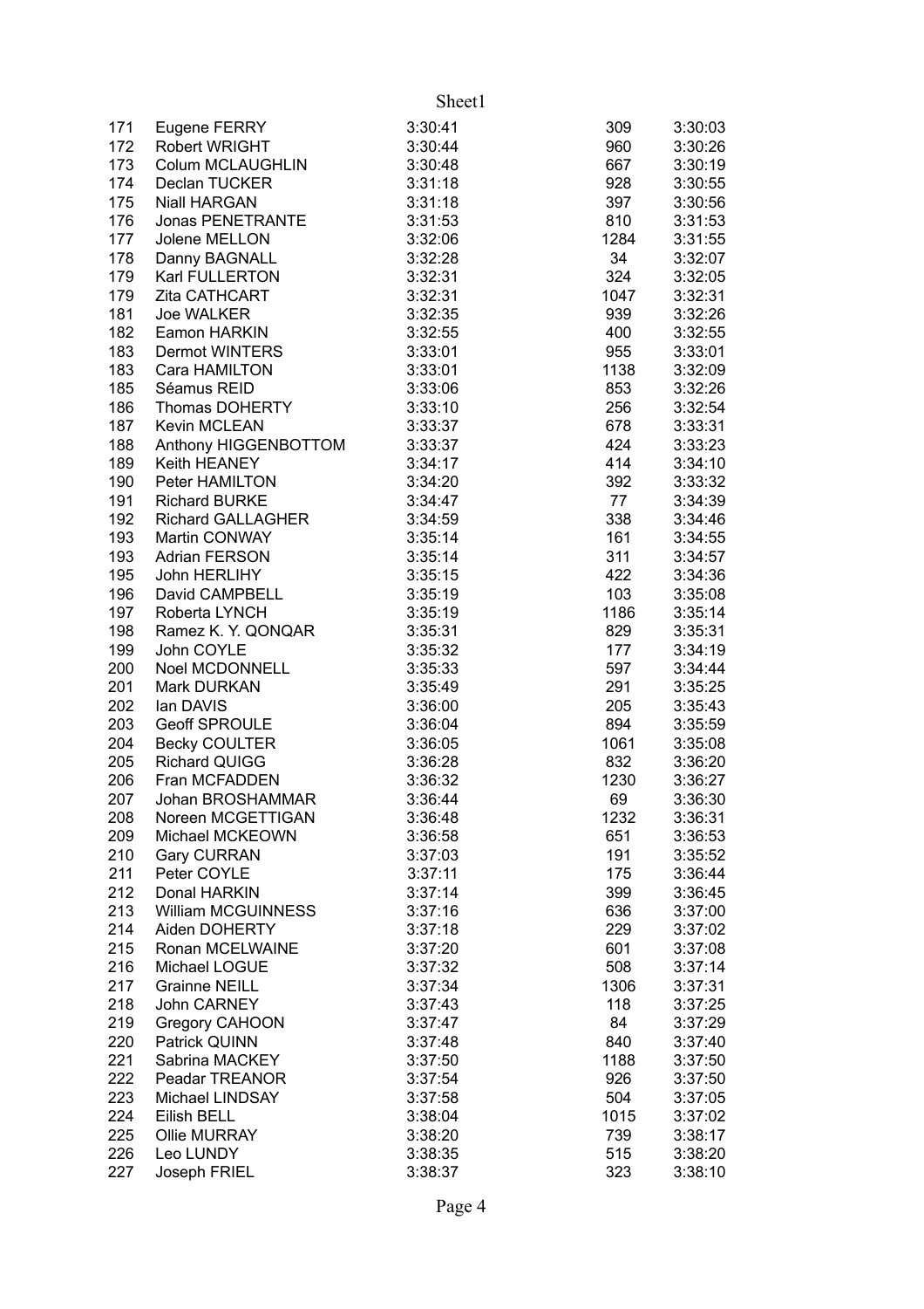| | | | | |
|---|---|---|---|---|
| 171 | Eugene FERRY | 3:30:41 | 309 | 3:30:03 |
| 172 | Robert WRIGHT | 3:30:44 | 960 | 3:30:26 |
| 173 | Colum MCLAUGHLIN | 3:30:48 | 667 | 3:30:19 |
| 174 | Declan TUCKER | 3:31:18 | 928 | 3:30:55 |
| 175 | Niall HARGAN | 3:31:18 | 397 | 3:30:56 |
| 176 | Jonas PENETRANTE | 3:31:53 | 810 | 3:31:53 |
| 177 | Jolene MELLON | 3:32:06 | 1284 | 3:31:55 |
| 178 | Danny BAGNALL | 3:32:28 | 34 | 3:32:07 |
| 179 | Karl FULLERTON | 3:32:31 | 324 | 3:32:05 |
| 179 | Zita CATHCART | 3:32:31 | 1047 | 3:32:31 |
| 181 | Joe WALKER | 3:32:35 | 939 | 3:32:26 |
| 182 | Eamon HARKIN | 3:32:55 | 400 | 3:32:55 |
| 183 | Dermot WINTERS | 3:33:01 | 955 | 3:33:01 |
| 183 | Cara HAMILTON | 3:33:01 | 1138 | 3:32:09 |
| 185 | Séamus REID | 3:33:06 | 853 | 3:32:26 |
| 186 | Thomas DOHERTY | 3:33:10 | 256 | 3:32:54 |
| 187 | Kevin MCLEAN | 3:33:37 | 678 | 3:33:31 |
| 188 | Anthony HIGGENBOTTOM | 3:33:37 | 424 | 3:33:23 |
| 189 | Keith HEANEY | 3:34:17 | 414 | 3:34:10 |
| 190 | Peter HAMILTON | 3:34:20 | 392 | 3:33:32 |
| 191 | Richard BURKE | 3:34:47 | 77 | 3:34:39 |
| 192 | Richard GALLAGHER | 3:34:59 | 338 | 3:34:46 |
| 193 | Martin CONWAY | 3:35:14 | 161 | 3:34:55 |
| 193 | Adrian FERSON | 3:35:14 | 311 | 3:34:57 |
| 195 | John HERLIHY | 3:35:15 | 422 | 3:34:36 |
| 196 | David CAMPBELL | 3:35:19 | 103 | 3:35:08 |
| 197 | Roberta LYNCH | 3:35:19 | 1186 | 3:35:14 |
| 198 | Ramez K. Y. QONQAR | 3:35:31 | 829 | 3:35:31 |
| 199 | John COYLE | 3:35:32 | 177 | 3:34:19 |
| 200 | Noel MCDONNELL | 3:35:33 | 597 | 3:34:44 |
| 201 | Mark DURKAN | 3:35:49 | 291 | 3:35:25 |
| 202 | Ian DAVIS | 3:36:00 | 205 | 3:35:43 |
| 203 | Geoff SPROULE | 3:36:04 | 894 | 3:35:59 |
| 204 | Becky COULTER | 3:36:05 | 1061 | 3:35:08 |
| 205 | Richard QUIGG | 3:36:28 | 832 | 3:36:20 |
| 206 | Fran MCFADDEN | 3:36:32 | 1230 | 3:36:27 |
| 207 | Johan BROSHAMMAR | 3:36:44 | 69 | 3:36:30 |
| 208 | Noreen MCGETTIGAN | 3:36:48 | 1232 | 3:36:31 |
| 209 | Michael MCKEOWN | 3:36:58 | 651 | 3:36:53 |
| 210 | Gary CURRAN | 3:37:03 | 191 | 3:35:52 |
| 211 | Peter COYLE | 3:37:11 | 175 | 3:36:44 |
| 212 | Donal HARKIN | 3:37:14 | 399 | 3:36:45 |
| 213 | William MCGUINNESS | 3:37:16 | 636 | 3:37:00 |
| 214 | Aiden DOHERTY | 3:37:18 | 229 | 3:37:02 |
| 215 | Ronan MCELWAINE | 3:37:20 | 601 | 3:37:08 |
| 216 | Michael LOGUE | 3:37:32 | 508 | 3:37:14 |
| 217 | Grainne NEILL | 3:37:34 | 1306 | 3:37:31 |
| 218 | John CARNEY | 3:37:43 | 118 | 3:37:25 |
| 219 | Gregory CAHOON | 3:37:47 | 84 | 3:37:29 |
| 220 | Patrick QUINN | 3:37:48 | 840 | 3:37:40 |
| 221 | Sabrina MACKEY | 3:37:50 | 1188 | 3:37:50 |
| 222 | Peadar TREANOR | 3:37:54 | 926 | 3:37:50 |
| 223 | Michael LINDSAY | 3:37:58 | 504 | 3:37:05 |
| 224 | Eilish BELL | 3:38:04 | 1015 | 3:37:02 |
| 225 | Ollie MURRAY | 3:38:20 | 739 | 3:38:17 |
| 226 | Leo LUNDY | 3:38:35 | 515 | 3:38:20 |
| 227 | Joseph FRIEL | 3:38:37 | 323 | 3:38:10 |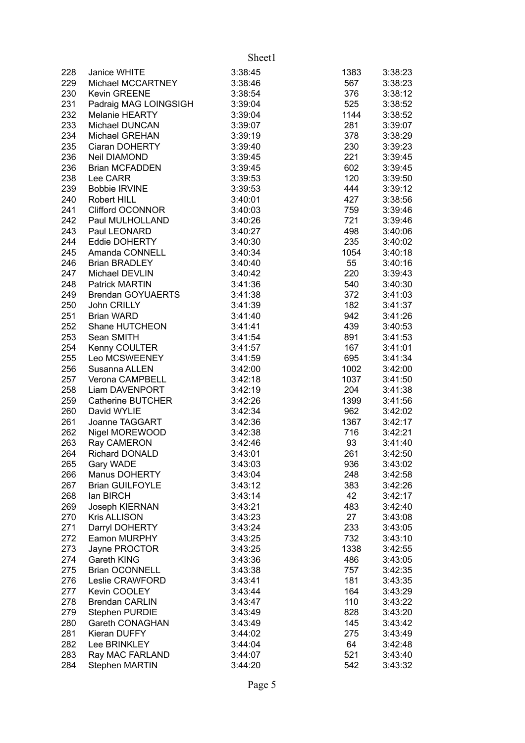| | | | | |
|---|---|---|---|---|
| 228 | Janice WHITE | 3:38:45 | 1383 | 3:38:23 |
| 229 | Michael MCCARTNEY | 3:38:46 | 567 | 3:38:23 |
| 230 | Kevin GREENE | 3:38:54 | 376 | 3:38:12 |
| 231 | Padraig MAG LOINGSIGH | 3:39:04 | 525 | 3:38:52 |
| 232 | Melanie HEARTY | 3:39:04 | 1144 | 3:38:52 |
| 233 | Michael DUNCAN | 3:39:07 | 281 | 3:39:07 |
| 234 | Michael GREHAN | 3:39:19 | 378 | 3:38:29 |
| 235 | Ciaran DOHERTY | 3:39:40 | 230 | 3:39:23 |
| 236 | Neil DIAMOND | 3:39:45 | 221 | 3:39:45 |
| 236 | Brian MCFADDEN | 3:39:45 | 602 | 3:39:45 |
| 238 | Lee CARR | 3:39:53 | 120 | 3:39:50 |
| 239 | Bobbie IRVINE | 3:39:53 | 444 | 3:39:12 |
| 240 | Robert HILL | 3:40:01 | 427 | 3:38:56 |
| 241 | Clifford OCONNOR | 3:40:03 | 759 | 3:39:46 |
| 242 | Paul MULHOLLAND | 3:40:26 | 721 | 3:39:46 |
| 243 | Paul LEONARD | 3:40:27 | 498 | 3:40:06 |
| 244 | Eddie DOHERTY | 3:40:30 | 235 | 3:40:02 |
| 245 | Amanda CONNELL | 3:40:34 | 1054 | 3:40:18 |
| 246 | Brian BRADLEY | 3:40:40 | 55 | 3:40:16 |
| 247 | Michael DEVLIN | 3:40:42 | 220 | 3:39:43 |
| 248 | Patrick MARTIN | 3:41:36 | 540 | 3:40:30 |
| 249 | Brendan GOYUAERTS | 3:41:38 | 372 | 3:41:03 |
| 250 | John CRILLY | 3:41:39 | 182 | 3:41:37 |
| 251 | Brian WARD | 3:41:40 | 942 | 3:41:26 |
| 252 | Shane HUTCHEON | 3:41:41 | 439 | 3:40:53 |
| 253 | Sean SMITH | 3:41:54 | 891 | 3:41:53 |
| 254 | Kenny COULTER | 3:41:57 | 167 | 3:41:01 |
| 255 | Leo MCSWEENEY | 3:41:59 | 695 | 3:41:34 |
| 256 | Susanna ALLEN | 3:42:00 | 1002 | 3:42:00 |
| 257 | Verona CAMPBELL | 3:42:18 | 1037 | 3:41:50 |
| 258 | Liam DAVENPORT | 3:42:19 | 204 | 3:41:38 |
| 259 | Catherine BUTCHER | 3:42:26 | 1399 | 3:41:56 |
| 260 | David WYLIE | 3:42:34 | 962 | 3:42:02 |
| 261 | Joanne TAGGART | 3:42:36 | 1367 | 3:42:17 |
| 262 | Nigel MOREWOOD | 3:42:38 | 716 | 3:42:21 |
| 263 | Ray CAMERON | 3:42:46 | 93 | 3:41:40 |
| 264 | Richard DONALD | 3:43:01 | 261 | 3:42:50 |
| 265 | Gary WADE | 3:43:03 | 936 | 3:43:02 |
| 266 | Manus DOHERTY | 3:43:04 | 248 | 3:42:58 |
| 267 | Brian GUILFOYLE | 3:43:12 | 383 | 3:42:26 |
| 268 | Ian BIRCH | 3:43:14 | 42 | 3:42:17 |
| 269 | Joseph KIERNAN | 3:43:21 | 483 | 3:42:40 |
| 270 | Kris ALLISON | 3:43:23 | 27 | 3:43:08 |
| 271 | Darryl DOHERTY | 3:43:24 | 233 | 3:43:05 |
| 272 | Eamon MURPHY | 3:43:25 | 732 | 3:43:10 |
| 273 | Jayne PROCTOR | 3:43:25 | 1338 | 3:42:55 |
| 274 | Gareth KING | 3:43:36 | 486 | 3:43:05 |
| 275 | Brian OCONNELL | 3:43:38 | 757 | 3:42:35 |
| 276 | Leslie CRAWFORD | 3:43:41 | 181 | 3:43:35 |
| 277 | Kevin COOLEY | 3:43:44 | 164 | 3:43:29 |
| 278 | Brendan CARLIN | 3:43:47 | 110 | 3:43:22 |
| 279 | Stephen PURDIE | 3:43:49 | 828 | 3:43:20 |
| 280 | Gareth CONAGHAN | 3:43:49 | 145 | 3:43:42 |
| 281 | Kieran DUFFY | 3:44:02 | 275 | 3:43:49 |
| 282 | Lee BRINKLEY | 3:44:04 | 64 | 3:42:48 |
| 283 | Ray MAC FARLAND | 3:44:07 | 521 | 3:43:40 |
| 284 | Stephen MARTIN | 3:44:20 | 542 | 3:43:32 |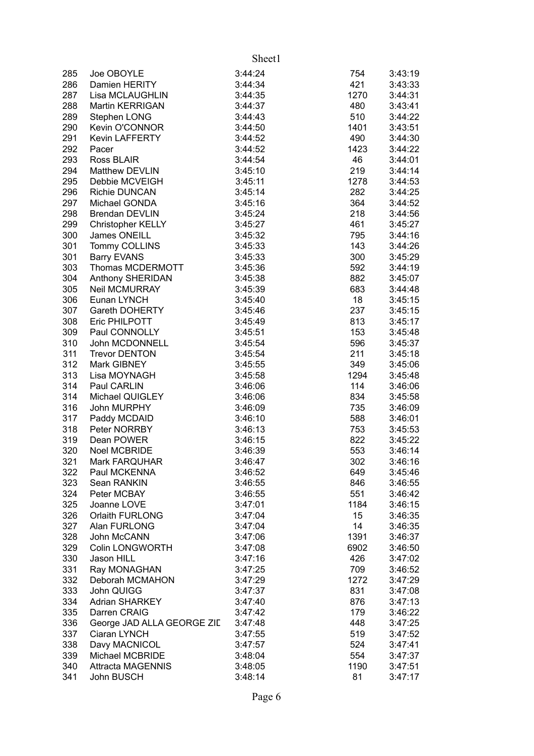| | | | | |
|---|---|---|---|---|
| 285 | Joe OBOYLE | 3:44:24 | 754 | 3:43:19 |
| 286 | Damien HERITY | 3:44:34 | 421 | 3:43:33 |
| 287 | Lisa MCLAUGHLIN | 3:44:35 | 1270 | 3:44:31 |
| 288 | Martin KERRIGAN | 3:44:37 | 480 | 3:43:41 |
| 289 | Stephen LONG | 3:44:43 | 510 | 3:44:22 |
| 290 | Kevin O'CONNOR | 3:44:50 | 1401 | 3:43:51 |
| 291 | Kevin LAFFERTY | 3:44:52 | 490 | 3:44:30 |
| 292 | Pacer | 3:44:52 | 1423 | 3:44:22 |
| 293 | Ross BLAIR | 3:44:54 | 46 | 3:44:01 |
| 294 | Matthew DEVLIN | 3:45:10 | 219 | 3:44:14 |
| 295 | Debbie MCVEIGH | 3:45:11 | 1278 | 3:44:53 |
| 296 | Richie DUNCAN | 3:45:14 | 282 | 3:44:25 |
| 297 | Michael GONDA | 3:45:16 | 364 | 3:44:52 |
| 298 | Brendan DEVLIN | 3:45:24 | 218 | 3:44:56 |
| 299 | Christopher KELLY | 3:45:27 | 461 | 3:45:27 |
| 300 | James ONEILL | 3:45:32 | 795 | 3:44:16 |
| 301 | Tommy COLLINS | 3:45:33 | 143 | 3:44:26 |
| 301 | Barry EVANS | 3:45:33 | 300 | 3:45:29 |
| 303 | Thomas MCDERMOTT | 3:45:36 | 592 | 3:44:19 |
| 304 | Anthony SHERIDAN | 3:45:38 | 882 | 3:45:07 |
| 305 | Neil MCMURRAY | 3:45:39 | 683 | 3:44:48 |
| 306 | Eunan LYNCH | 3:45:40 | 18 | 3:45:15 |
| 307 | Gareth DOHERTY | 3:45:46 | 237 | 3:45:15 |
| 308 | Eric PHILPOTT | 3:45:49 | 813 | 3:45:17 |
| 309 | Paul CONNOLLY | 3:45:51 | 153 | 3:45:48 |
| 310 | John MCDONNELL | 3:45:54 | 596 | 3:45:37 |
| 311 | Trevor DENTON | 3:45:54 | 211 | 3:45:18 |
| 312 | Mark GIBNEY | 3:45:55 | 349 | 3:45:06 |
| 313 | Lisa MOYNAGH | 3:45:58 | 1294 | 3:45:48 |
| 314 | Paul CARLIN | 3:46:06 | 114 | 3:46:06 |
| 314 | Michael QUIGLEY | 3:46:06 | 834 | 3:45:58 |
| 316 | John MURPHY | 3:46:09 | 735 | 3:46:09 |
| 317 | Paddy MCDAID | 3:46:10 | 588 | 3:46:01 |
| 318 | Peter NORRBY | 3:46:13 | 753 | 3:45:53 |
| 319 | Dean POWER | 3:46:15 | 822 | 3:45:22 |
| 320 | Noel MCBRIDE | 3:46:39 | 553 | 3:46:14 |
| 321 | Mark FARQUHAR | 3:46:47 | 302 | 3:46:16 |
| 322 | Paul MCKENNA | 3:46:52 | 649 | 3:45:46 |
| 323 | Sean RANKIN | 3:46:55 | 846 | 3:46:55 |
| 324 | Peter MCBAY | 3:46:55 | 551 | 3:46:42 |
| 325 | Joanne LOVE | 3:47:01 | 1184 | 3:46:15 |
| 326 | Orlaith FURLONG | 3:47:04 | 15 | 3:46:35 |
| 327 | Alan FURLONG | 3:47:04 | 14 | 3:46:35 |
| 328 | John McCANN | 3:47:06 | 1391 | 3:46:37 |
| 329 | Colin LONGWORTH | 3:47:08 | 6902 | 3:46:50 |
| 330 | Jason HILL | 3:47:16 | 426 | 3:47:02 |
| 331 | Ray MONAGHAN | 3:47:25 | 709 | 3:46:52 |
| 332 | Deborah MCMAHON | 3:47:29 | 1272 | 3:47:29 |
| 333 | John QUIGG | 3:47:37 | 831 | 3:47:08 |
| 334 | Adrian SHARKEY | 3:47:40 | 876 | 3:47:13 |
| 335 | Darren CRAIG | 3:47:42 | 179 | 3:46:22 |
| 336 | George JAD ALLA GEORGE ZID | 3:47:48 | 448 | 3:47:25 |
| 337 | Ciaran LYNCH | 3:47:55 | 519 | 3:47:52 |
| 338 | Davy MACNICOL | 3:47:57 | 524 | 3:47:41 |
| 339 | Michael MCBRIDE | 3:48:04 | 554 | 3:47:37 |
| 340 | Attracta MAGENNIS | 3:48:05 | 1190 | 3:47:51 |
| 341 | John BUSCH | 3:48:14 | 81 | 3:47:17 |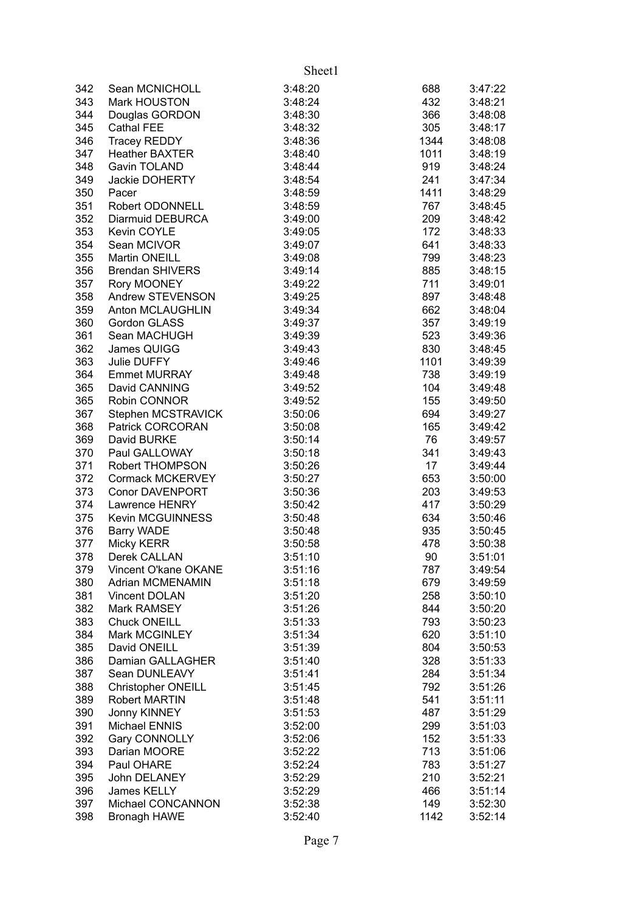| | | | | |
|---|---|---|---|---|
| 342 | Sean MCNICHOLL | 3:48:20 | 688 | 3:47:22 |
| 343 | Mark HOUSTON | 3:48:24 | 432 | 3:48:21 |
| 344 | Douglas GORDON | 3:48:30 | 366 | 3:48:08 |
| 345 | Cathal FEE | 3:48:32 | 305 | 3:48:17 |
| 346 | Tracey REDDY | 3:48:36 | 1344 | 3:48:08 |
| 347 | Heather BAXTER | 3:48:40 | 1011 | 3:48:19 |
| 348 | Gavin TOLAND | 3:48:44 | 919 | 3:48:24 |
| 349 | Jackie DOHERTY | 3:48:54 | 241 | 3:47:34 |
| 350 | Pacer | 3:48:59 | 1411 | 3:48:29 |
| 351 | Robert ODONNELL | 3:48:59 | 767 | 3:48:45 |
| 352 | Diarmuid DEBURCA | 3:49:00 | 209 | 3:48:42 |
| 353 | Kevin COYLE | 3:49:05 | 172 | 3:48:33 |
| 354 | Sean MCIVOR | 3:49:07 | 641 | 3:48:33 |
| 355 | Martin ONEILL | 3:49:08 | 799 | 3:48:23 |
| 356 | Brendan SHIVERS | 3:49:14 | 885 | 3:48:15 |
| 357 | Rory MOONEY | 3:49:22 | 711 | 3:49:01 |
| 358 | Andrew STEVENSON | 3:49:25 | 897 | 3:48:48 |
| 359 | Anton MCLAUGHLIN | 3:49:34 | 662 | 3:48:04 |
| 360 | Gordon GLASS | 3:49:37 | 357 | 3:49:19 |
| 361 | Sean MACHUGH | 3:49:39 | 523 | 3:49:36 |
| 362 | James QUIGG | 3:49:43 | 830 | 3:48:45 |
| 363 | Julie DUFFY | 3:49:46 | 1101 | 3:49:39 |
| 364 | Emmet MURRAY | 3:49:48 | 738 | 3:49:19 |
| 365 | David CANNING | 3:49:52 | 104 | 3:49:48 |
| 365 | Robin CONNOR | 3:49:52 | 155 | 3:49:50 |
| 367 | Stephen MCSTRAVICK | 3:50:06 | 694 | 3:49:27 |
| 368 | Patrick CORCORAN | 3:50:08 | 165 | 3:49:42 |
| 369 | David BURKE | 3:50:14 | 76 | 3:49:57 |
| 370 | Paul GALLOWAY | 3:50:18 | 341 | 3:49:43 |
| 371 | Robert THOMPSON | 3:50:26 | 17 | 3:49:44 |
| 372 | Cormack MCKERVEY | 3:50:27 | 653 | 3:50:00 |
| 373 | Conor DAVENPORT | 3:50:36 | 203 | 3:49:53 |
| 374 | Lawrence HENRY | 3:50:42 | 417 | 3:50:29 |
| 375 | Kevin MCGUINNESS | 3:50:48 | 634 | 3:50:46 |
| 376 | Barry WADE | 3:50:48 | 935 | 3:50:45 |
| 377 | Micky KERR | 3:50:58 | 478 | 3:50:38 |
| 378 | Derek CALLAN | 3:51:10 | 90 | 3:51:01 |
| 379 | Vincent O'kane OKANE | 3:51:16 | 787 | 3:49:54 |
| 380 | Adrian MCMENAMIN | 3:51:18 | 679 | 3:49:59 |
| 381 | Vincent DOLAN | 3:51:20 | 258 | 3:50:10 |
| 382 | Mark RAMSEY | 3:51:26 | 844 | 3:50:20 |
| 383 | Chuck ONEILL | 3:51:33 | 793 | 3:50:23 |
| 384 | Mark MCGINLEY | 3:51:34 | 620 | 3:51:10 |
| 385 | David ONEILL | 3:51:39 | 804 | 3:50:53 |
| 386 | Damian GALLAGHER | 3:51:40 | 328 | 3:51:33 |
| 387 | Sean DUNLEAVY | 3:51:41 | 284 | 3:51:34 |
| 388 | Christopher ONEILL | 3:51:45 | 792 | 3:51:26 |
| 389 | Robert MARTIN | 3:51:48 | 541 | 3:51:11 |
| 390 | Jonny KINNEY | 3:51:53 | 487 | 3:51:29 |
| 391 | Michael ENNIS | 3:52:00 | 299 | 3:51:03 |
| 392 | Gary CONNOLLY | 3:52:06 | 152 | 3:51:33 |
| 393 | Darian MOORE | 3:52:22 | 713 | 3:51:06 |
| 394 | Paul OHARE | 3:52:24 | 783 | 3:51:27 |
| 395 | John DELANEY | 3:52:29 | 210 | 3:52:21 |
| 396 | James KELLY | 3:52:29 | 466 | 3:51:14 |
| 397 | Michael CONCANNON | 3:52:38 | 149 | 3:52:30 |
| 398 | Bronagh HAWE | 3:52:40 | 1142 | 3:52:14 |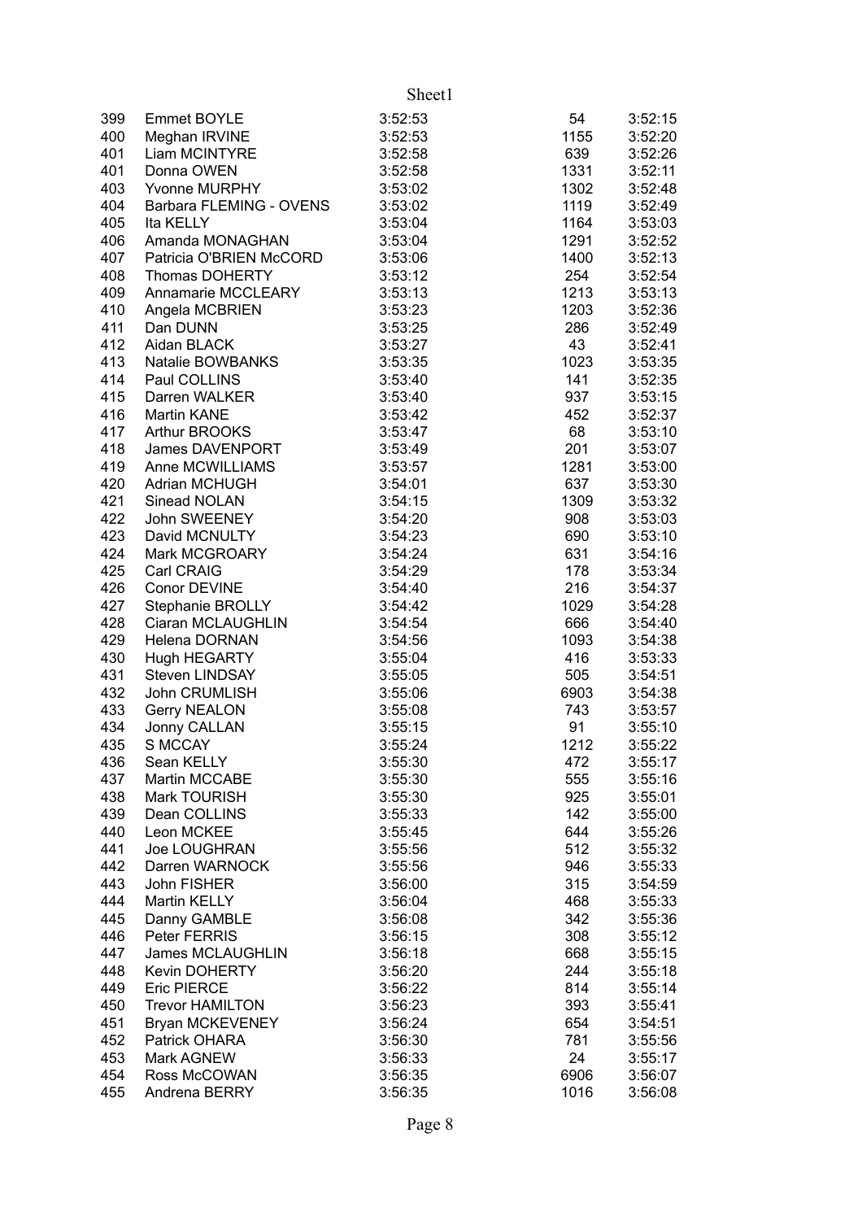| | | | | |
|---|---|---|---|---|
| 399 | Emmet BOYLE | 3:52:53 | 54 | 3:52:15 |
| 400 | Meghan IRVINE | 3:52:53 | 1155 | 3:52:20 |
| 401 | Liam MCINTYRE | 3:52:58 | 639 | 3:52:26 |
| 401 | Donna OWEN | 3:52:58 | 1331 | 3:52:11 |
| 403 | Yvonne MURPHY | 3:53:02 | 1302 | 3:52:48 |
| 404 | Barbara FLEMING - OVENS | 3:53:02 | 1119 | 3:52:49 |
| 405 | Ita KELLY | 3:53:04 | 1164 | 3:53:03 |
| 406 | Amanda MONAGHAN | 3:53:04 | 1291 | 3:52:52 |
| 407 | Patricia O'BRIEN McCORD | 3:53:06 | 1400 | 3:52:13 |
| 408 | Thomas DOHERTY | 3:53:12 | 254 | 3:52:54 |
| 409 | Annamarie MCCLEARY | 3:53:13 | 1213 | 3:53:13 |
| 410 | Angela MCBRIEN | 3:53:23 | 1203 | 3:52:36 |
| 411 | Dan DUNN | 3:53:25 | 286 | 3:52:49 |
| 412 | Aidan BLACK | 3:53:27 | 43 | 3:52:41 |
| 413 | Natalie BOWBANKS | 3:53:35 | 1023 | 3:53:35 |
| 414 | Paul COLLINS | 3:53:40 | 141 | 3:52:35 |
| 415 | Darren WALKER | 3:53:40 | 937 | 3:53:15 |
| 416 | Martin KANE | 3:53:42 | 452 | 3:52:37 |
| 417 | Arthur BROOKS | 3:53:47 | 68 | 3:53:10 |
| 418 | James DAVENPORT | 3:53:49 | 201 | 3:53:07 |
| 419 | Anne MCWILLIAMS | 3:53:57 | 1281 | 3:53:00 |
| 420 | Adrian MCHUGH | 3:54:01 | 637 | 3:53:30 |
| 421 | Sinead NOLAN | 3:54:15 | 1309 | 3:53:32 |
| 422 | John SWEENEY | 3:54:20 | 908 | 3:53:03 |
| 423 | David MCNULTY | 3:54:23 | 690 | 3:53:10 |
| 424 | Mark MCGROARY | 3:54:24 | 631 | 3:54:16 |
| 425 | Carl CRAIG | 3:54:29 | 178 | 3:53:34 |
| 426 | Conor DEVINE | 3:54:40 | 216 | 3:54:37 |
| 427 | Stephanie BROLLY | 3:54:42 | 1029 | 3:54:28 |
| 428 | Ciaran MCLAUGHLIN | 3:54:54 | 666 | 3:54:40 |
| 429 | Helena DORNAN | 3:54:56 | 1093 | 3:54:38 |
| 430 | Hugh HEGARTY | 3:55:04 | 416 | 3:53:33 |
| 431 | Steven LINDSAY | 3:55:05 | 505 | 3:54:51 |
| 432 | John CRUMLISH | 3:55:06 | 6903 | 3:54:38 |
| 433 | Gerry NEALON | 3:55:08 | 743 | 3:53:57 |
| 434 | Jonny CALLAN | 3:55:15 | 91 | 3:55:10 |
| 435 | S MCCAY | 3:55:24 | 1212 | 3:55:22 |
| 436 | Sean KELLY | 3:55:30 | 472 | 3:55:17 |
| 437 | Martin MCCABE | 3:55:30 | 555 | 3:55:16 |
| 438 | Mark TOURISH | 3:55:30 | 925 | 3:55:01 |
| 439 | Dean COLLINS | 3:55:33 | 142 | 3:55:00 |
| 440 | Leon MCKEE | 3:55:45 | 644 | 3:55:26 |
| 441 | Joe LOUGHRAN | 3:55:56 | 512 | 3:55:32 |
| 442 | Darren WARNOCK | 3:55:56 | 946 | 3:55:33 |
| 443 | John FISHER | 3:56:00 | 315 | 3:54:59 |
| 444 | Martin KELLY | 3:56:04 | 468 | 3:55:33 |
| 445 | Danny GAMBLE | 3:56:08 | 342 | 3:55:36 |
| 446 | Peter FERRIS | 3:56:15 | 308 | 3:55:12 |
| 447 | James MCLAUGHLIN | 3:56:18 | 668 | 3:55:15 |
| 448 | Kevin DOHERTY | 3:56:20 | 244 | 3:55:18 |
| 449 | Eric PIERCE | 3:56:22 | 814 | 3:55:14 |
| 450 | Trevor HAMILTON | 3:56:23 | 393 | 3:55:41 |
| 451 | Bryan MCKEVENEY | 3:56:24 | 654 | 3:54:51 |
| 452 | Patrick OHARA | 3:56:30 | 781 | 3:55:56 |
| 453 | Mark AGNEW | 3:56:33 | 24 | 3:55:17 |
| 454 | Ross McCOWAN | 3:56:35 | 6906 | 3:56:07 |
| 455 | Andrena BERRY | 3:56:35 | 1016 | 3:56:08 |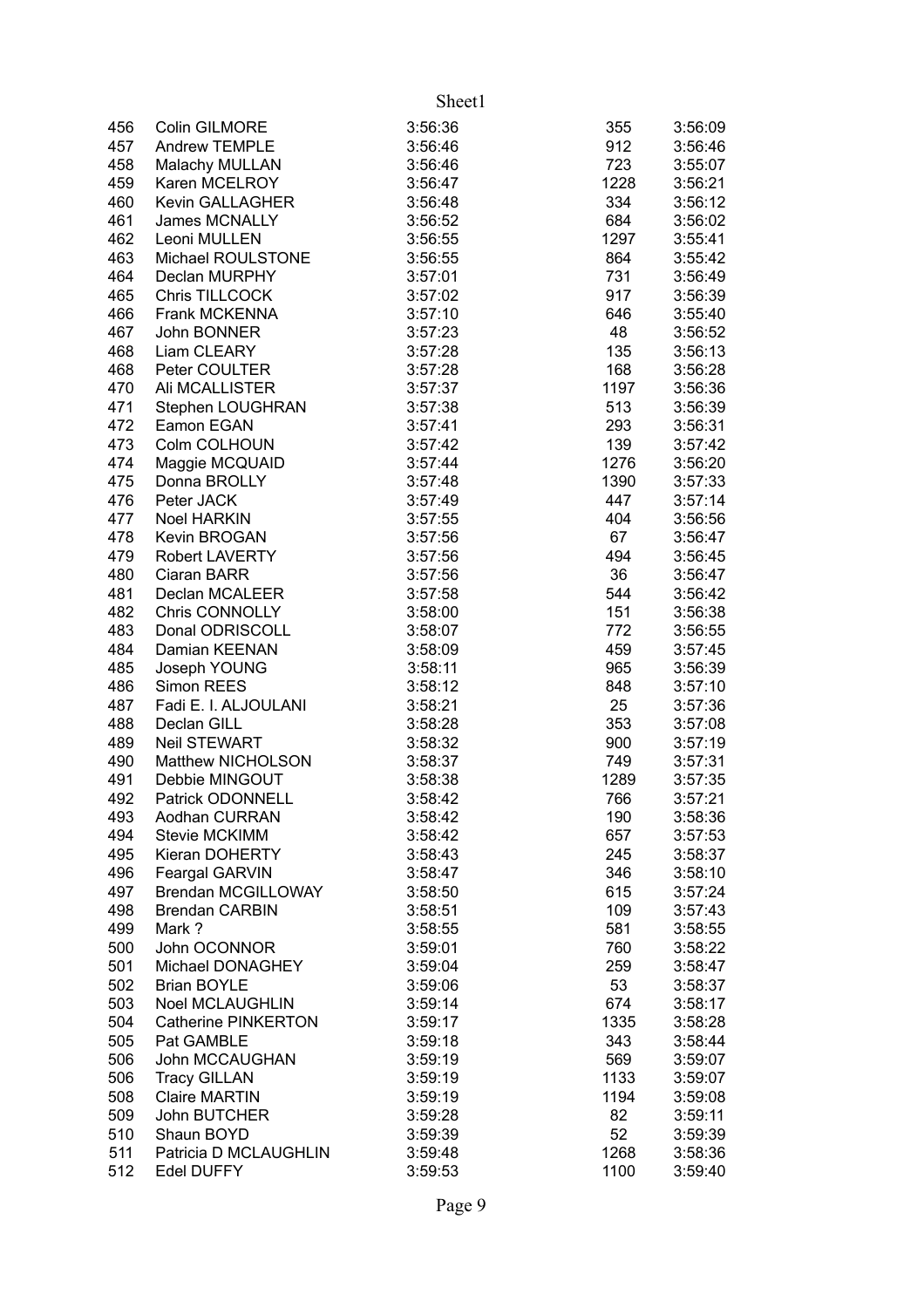| | | | | |
|---|---|---|---|---|
| 456 | Colin GILMORE | 3:56:36 | 355 | 3:56:09 |
| 457 | Andrew TEMPLE | 3:56:46 | 912 | 3:56:46 |
| 458 | Malachy MULLAN | 3:56:46 | 723 | 3:55:07 |
| 459 | Karen MCELROY | 3:56:47 | 1228 | 3:56:21 |
| 460 | Kevin GALLAGHER | 3:56:48 | 334 | 3:56:12 |
| 461 | James MCNALLY | 3:56:52 | 684 | 3:56:02 |
| 462 | Leoni MULLEN | 3:56:55 | 1297 | 3:55:41 |
| 463 | Michael ROULSTONE | 3:56:55 | 864 | 3:55:42 |
| 464 | Declan MURPHY | 3:57:01 | 731 | 3:56:49 |
| 465 | Chris TILLCOCK | 3:57:02 | 917 | 3:56:39 |
| 466 | Frank MCKENNA | 3:57:10 | 646 | 3:55:40 |
| 467 | John BONNER | 3:57:23 | 48 | 3:56:52 |
| 468 | Liam CLEARY | 3:57:28 | 135 | 3:56:13 |
| 468 | Peter COULTER | 3:57:28 | 168 | 3:56:28 |
| 470 | Ali MCALLISTER | 3:57:37 | 1197 | 3:56:36 |
| 471 | Stephen LOUGHRAN | 3:57:38 | 513 | 3:56:39 |
| 472 | Eamon EGAN | 3:57:41 | 293 | 3:56:31 |
| 473 | Colm COLHOUN | 3:57:42 | 139 | 3:57:42 |
| 474 | Maggie MCQUAID | 3:57:44 | 1276 | 3:56:20 |
| 475 | Donna BROLLY | 3:57:48 | 1390 | 3:57:33 |
| 476 | Peter JACK | 3:57:49 | 447 | 3:57:14 |
| 477 | Noel HARKIN | 3:57:55 | 404 | 3:56:56 |
| 478 | Kevin BROGAN | 3:57:56 | 67 | 3:56:47 |
| 479 | Robert LAVERTY | 3:57:56 | 494 | 3:56:45 |
| 480 | Ciaran BARR | 3:57:56 | 36 | 3:56:47 |
| 481 | Declan MCALEER | 3:57:58 | 544 | 3:56:42 |
| 482 | Chris CONNOLLY | 3:58:00 | 151 | 3:56:38 |
| 483 | Donal ODRISCOLL | 3:58:07 | 772 | 3:56:55 |
| 484 | Damian KEENAN | 3:58:09 | 459 | 3:57:45 |
| 485 | Joseph YOUNG | 3:58:11 | 965 | 3:56:39 |
| 486 | Simon REES | 3:58:12 | 848 | 3:57:10 |
| 487 | Fadi E. I. ALJOULANI | 3:58:21 | 25 | 3:57:36 |
| 488 | Declan GILL | 3:58:28 | 353 | 3:57:08 |
| 489 | Neil STEWART | 3:58:32 | 900 | 3:57:19 |
| 490 | Matthew NICHOLSON | 3:58:37 | 749 | 3:57:31 |
| 491 | Debbie MINGOUT | 3:58:38 | 1289 | 3:57:35 |
| 492 | Patrick ODONNELL | 3:58:42 | 766 | 3:57:21 |
| 493 | Aodhan CURRAN | 3:58:42 | 190 | 3:58:36 |
| 494 | Stevie MCKIMM | 3:58:42 | 657 | 3:57:53 |
| 495 | Kieran DOHERTY | 3:58:43 | 245 | 3:58:37 |
| 496 | Feargal GARVIN | 3:58:47 | 346 | 3:58:10 |
| 497 | Brendan MCGILLOWAY | 3:58:50 | 615 | 3:57:24 |
| 498 | Brendan CARBIN | 3:58:51 | 109 | 3:57:43 |
| 499 | Mark ? | 3:58:55 | 581 | 3:58:55 |
| 500 | John OCONNOR | 3:59:01 | 760 | 3:58:22 |
| 501 | Michael DONAGHEY | 3:59:04 | 259 | 3:58:47 |
| 502 | Brian BOYLE | 3:59:06 | 53 | 3:58:37 |
| 503 | Noel MCLAUGHLIN | 3:59:14 | 674 | 3:58:17 |
| 504 | Catherine PINKERTON | 3:59:17 | 1335 | 3:58:28 |
| 505 | Pat GAMBLE | 3:59:18 | 343 | 3:58:44 |
| 506 | John MCCAUGHAN | 3:59:19 | 569 | 3:59:07 |
| 506 | Tracy GILLAN | 3:59:19 | 1133 | 3:59:07 |
| 508 | Claire MARTIN | 3:59:19 | 1194 | 3:59:08 |
| 509 | John BUTCHER | 3:59:28 | 82 | 3:59:11 |
| 510 | Shaun BOYD | 3:59:39 | 52 | 3:59:39 |
| 511 | Patricia D MCLAUGHLIN | 3:59:48 | 1268 | 3:58:36 |
| 512 | Edel DUFFY | 3:59:53 | 1100 | 3:59:40 |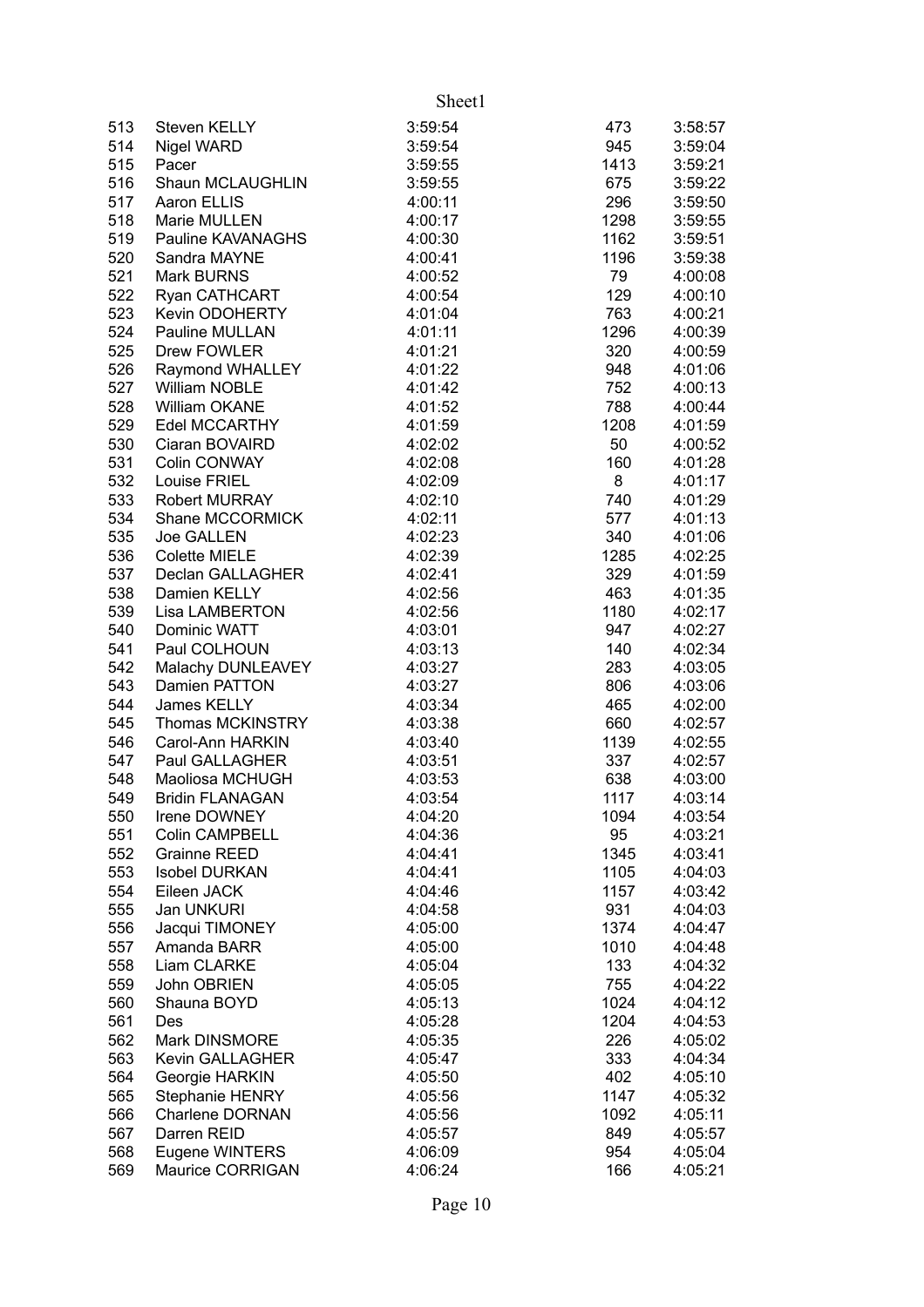| | | | | |
|---|---|---|---|---|
| 513 | Steven KELLY | 3:59:54 | 473 | 3:58:57 |
| 514 | Nigel WARD | 3:59:54 | 945 | 3:59:04 |
| 515 | Pacer | 3:59:55 | 1413 | 3:59:21 |
| 516 | Shaun MCLAUGHLIN | 3:59:55 | 675 | 3:59:22 |
| 517 | Aaron ELLIS | 4:00:11 | 296 | 3:59:50 |
| 518 | Marie MULLEN | 4:00:17 | 1298 | 3:59:55 |
| 519 | Pauline KAVANAGHS | 4:00:30 | 1162 | 3:59:51 |
| 520 | Sandra MAYNE | 4:00:41 | 1196 | 3:59:38 |
| 521 | Mark BURNS | 4:00:52 | 79 | 4:00:08 |
| 522 | Ryan CATHCART | 4:00:54 | 129 | 4:00:10 |
| 523 | Kevin ODOHERTY | 4:01:04 | 763 | 4:00:21 |
| 524 | Pauline MULLAN | 4:01:11 | 1296 | 4:00:39 |
| 525 | Drew FOWLER | 4:01:21 | 320 | 4:00:59 |
| 526 | Raymond WHALLEY | 4:01:22 | 948 | 4:01:06 |
| 527 | William NOBLE | 4:01:42 | 752 | 4:00:13 |
| 528 | William OKANE | 4:01:52 | 788 | 4:00:44 |
| 529 | Edel MCCARTHY | 4:01:59 | 1208 | 4:01:59 |
| 530 | Ciaran BOVAIRD | 4:02:02 | 50 | 4:00:52 |
| 531 | Colin CONWAY | 4:02:08 | 160 | 4:01:28 |
| 532 | Louise FRIEL | 4:02:09 | 8 | 4:01:17 |
| 533 | Robert MURRAY | 4:02:10 | 740 | 4:01:29 |
| 534 | Shane MCCORMICK | 4:02:11 | 577 | 4:01:13 |
| 535 | Joe GALLEN | 4:02:23 | 340 | 4:01:06 |
| 536 | Colette MIELE | 4:02:39 | 1285 | 4:02:25 |
| 537 | Declan GALLAGHER | 4:02:41 | 329 | 4:01:59 |
| 538 | Damien KELLY | 4:02:56 | 463 | 4:01:35 |
| 539 | Lisa LAMBERTON | 4:02:56 | 1180 | 4:02:17 |
| 540 | Dominic WATT | 4:03:01 | 947 | 4:02:27 |
| 541 | Paul COLHOUN | 4:03:13 | 140 | 4:02:34 |
| 542 | Malachy DUNLEAVEY | 4:03:27 | 283 | 4:03:05 |
| 543 | Damien PATTON | 4:03:27 | 806 | 4:03:06 |
| 544 | James KELLY | 4:03:34 | 465 | 4:02:00 |
| 545 | Thomas MCKINSTRY | 4:03:38 | 660 | 4:02:57 |
| 546 | Carol-Ann HARKIN | 4:03:40 | 1139 | 4:02:55 |
| 547 | Paul GALLAGHER | 4:03:51 | 337 | 4:02:57 |
| 548 | Maoliosa MCHUGH | 4:03:53 | 638 | 4:03:00 |
| 549 | Bridin FLANAGAN | 4:03:54 | 1117 | 4:03:14 |
| 550 | Irene DOWNEY | 4:04:20 | 1094 | 4:03:54 |
| 551 | Colin CAMPBELL | 4:04:36 | 95 | 4:03:21 |
| 552 | Grainne REED | 4:04:41 | 1345 | 4:03:41 |
| 553 | Isobel DURKAN | 4:04:41 | 1105 | 4:04:03 |
| 554 | Eileen JACK | 4:04:46 | 1157 | 4:03:42 |
| 555 | Jan UNKURI | 4:04:58 | 931 | 4:04:03 |
| 556 | Jacqui TIMONEY | 4:05:00 | 1374 | 4:04:47 |
| 557 | Amanda BARR | 4:05:00 | 1010 | 4:04:48 |
| 558 | Liam CLARKE | 4:05:04 | 133 | 4:04:32 |
| 559 | John OBRIEN | 4:05:05 | 755 | 4:04:22 |
| 560 | Shauna BOYD | 4:05:13 | 1024 | 4:04:12 |
| 561 | Des | 4:05:28 | 1204 | 4:04:53 |
| 562 | Mark DINSMORE | 4:05:35 | 226 | 4:05:02 |
| 563 | Kevin GALLAGHER | 4:05:47 | 333 | 4:04:34 |
| 564 | Georgie HARKIN | 4:05:50 | 402 | 4:05:10 |
| 565 | Stephanie HENRY | 4:05:56 | 1147 | 4:05:32 |
| 566 | Charlene DORNAN | 4:05:56 | 1092 | 4:05:11 |
| 567 | Darren REID | 4:05:57 | 849 | 4:05:57 |
| 568 | Eugene WINTERS | 4:06:09 | 954 | 4:05:04 |
| 569 | Maurice CORRIGAN | 4:06:24 | 166 | 4:05:21 |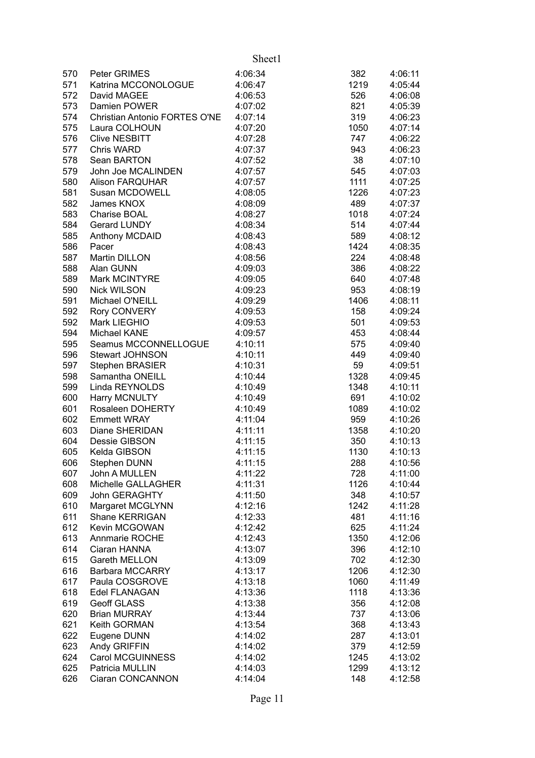| | | | | |
|---|---|---|---|---|
| 570 | Peter GRIMES | 4:06:34 | 382 | 4:06:11 |
| 571 | Katrina MCCONOLOGUE | 4:06:47 | 1219 | 4:05:44 |
| 572 | David MAGEE | 4:06:53 | 526 | 4:06:08 |
| 573 | Damien POWER | 4:07:02 | 821 | 4:05:39 |
| 574 | Christian Antonio FORTES O'NE | 4:07:14 | 319 | 4:06:23 |
| 575 | Laura COLHOUN | 4:07:20 | 1050 | 4:07:14 |
| 576 | Clive NESBITT | 4:07:28 | 747 | 4:06:22 |
| 577 | Chris WARD | 4:07:37 | 943 | 4:06:23 |
| 578 | Sean BARTON | 4:07:52 | 38 | 4:07:10 |
| 579 | John Joe MCALINDEN | 4:07:57 | 545 | 4:07:03 |
| 580 | Alison FARQUHAR | 4:07:57 | 1111 | 4:07:25 |
| 581 | Susan MCDOWELL | 4:08:05 | 1226 | 4:07:23 |
| 582 | James KNOX | 4:08:09 | 489 | 4:07:37 |
| 583 | Charise BOAL | 4:08:27 | 1018 | 4:07:24 |
| 584 | Gerard LUNDY | 4:08:34 | 514 | 4:07:44 |
| 585 | Anthony MCDAID | 4:08:43 | 589 | 4:08:12 |
| 586 | Pacer | 4:08:43 | 1424 | 4:08:35 |
| 587 | Martin DILLON | 4:08:56 | 224 | 4:08:48 |
| 588 | Alan GUNN | 4:09:03 | 386 | 4:08:22 |
| 589 | Mark MCINTYRE | 4:09:05 | 640 | 4:07:48 |
| 590 | Nick WILSON | 4:09:23 | 953 | 4:08:19 |
| 591 | Michael O'NEILL | 4:09:29 | 1406 | 4:08:11 |
| 592 | Rory CONVERY | 4:09:53 | 158 | 4:09:24 |
| 592 | Mark LIEGHIO | 4:09:53 | 501 | 4:09:53 |
| 594 | Michael KANE | 4:09:57 | 453 | 4:08:44 |
| 595 | Seamus MCCONNELLOGUE | 4:10:11 | 575 | 4:09:40 |
| 596 | Stewart JOHNSON | 4:10:11 | 449 | 4:09:40 |
| 597 | Stephen BRASIER | 4:10:31 | 59 | 4:09:51 |
| 598 | Samantha ONEILL | 4:10:44 | 1328 | 4:09:45 |
| 599 | Linda REYNOLDS | 4:10:49 | 1348 | 4:10:11 |
| 600 | Harry MCNULTY | 4:10:49 | 691 | 4:10:02 |
| 601 | Rosaleen DOHERTY | 4:10:49 | 1089 | 4:10:02 |
| 602 | Emmett WRAY | 4:11:04 | 959 | 4:10:26 |
| 603 | Diane SHERIDAN | 4:11:11 | 1358 | 4:10:20 |
| 604 | Dessie GIBSON | 4:11:15 | 350 | 4:10:13 |
| 605 | Kelda GIBSON | 4:11:15 | 1130 | 4:10:13 |
| 606 | Stephen DUNN | 4:11:15 | 288 | 4:10:56 |
| 607 | John A MULLEN | 4:11:22 | 728 | 4:11:00 |
| 608 | Michelle GALLAGHER | 4:11:31 | 1126 | 4:10:44 |
| 609 | John GERAGHTY | 4:11:50 | 348 | 4:10:57 |
| 610 | Margaret MCGLYNN | 4:12:16 | 1242 | 4:11:28 |
| 611 | Shane KERRIGAN | 4:12:33 | 481 | 4:11:16 |
| 612 | Kevin MCGOWAN | 4:12:42 | 625 | 4:11:24 |
| 613 | Annmarie ROCHE | 4:12:43 | 1350 | 4:12:06 |
| 614 | Ciaran HANNA | 4:13:07 | 396 | 4:12:10 |
| 615 | Gareth MELLON | 4:13:09 | 702 | 4:12:30 |
| 616 | Barbara MCCARRY | 4:13:17 | 1206 | 4:12:30 |
| 617 | Paula COSGROVE | 4:13:18 | 1060 | 4:11:49 |
| 618 | Edel FLANAGAN | 4:13:36 | 1118 | 4:13:36 |
| 619 | Geoff GLASS | 4:13:38 | 356 | 4:12:08 |
| 620 | Brian MURRAY | 4:13:44 | 737 | 4:13:06 |
| 621 | Keith GORMAN | 4:13:54 | 368 | 4:13:43 |
| 622 | Eugene DUNN | 4:14:02 | 287 | 4:13:01 |
| 623 | Andy GRIFFIN | 4:14:02 | 379 | 4:12:59 |
| 624 | Carol MCGUINNESS | 4:14:02 | 1245 | 4:13:02 |
| 625 | Patricia MULLIN | 4:14:03 | 1299 | 4:13:12 |
| 626 | Ciaran CONCANNON | 4:14:04 | 148 | 4:12:58 |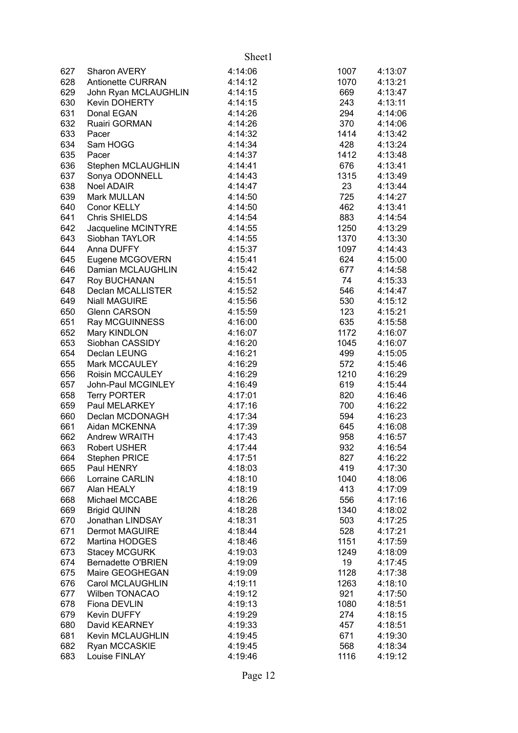| | | | | |
|---|---|---|---|---|
| 627 | Sharon AVERY | 4:14:06 | 1007 | 4:13:07 |
| 628 | Antionette CURRAN | 4:14:12 | 1070 | 4:13:21 |
| 629 | John Ryan MCLAUGHLIN | 4:14:15 | 669 | 4:13:47 |
| 630 | Kevin DOHERTY | 4:14:15 | 243 | 4:13:11 |
| 631 | Donal EGAN | 4:14:26 | 294 | 4:14:06 |
| 632 | Ruairi GORMAN | 4:14:26 | 370 | 4:14:06 |
| 633 | Pacer | 4:14:32 | 1414 | 4:13:42 |
| 634 | Sam HOGG | 4:14:34 | 428 | 4:13:24 |
| 635 | Pacer | 4:14:37 | 1412 | 4:13:48 |
| 636 | Stephen MCLAUGHLIN | 4:14:41 | 676 | 4:13:41 |
| 637 | Sonya ODONNELL | 4:14:43 | 1315 | 4:13:49 |
| 638 | Noel ADAIR | 4:14:47 | 23 | 4:13:44 |
| 639 | Mark MULLAN | 4:14:50 | 725 | 4:14:27 |
| 640 | Conor KELLY | 4:14:50 | 462 | 4:13:41 |
| 641 | Chris SHIELDS | 4:14:54 | 883 | 4:14:54 |
| 642 | Jacqueline MCINTYRE | 4:14:55 | 1250 | 4:13:29 |
| 643 | Siobhan TAYLOR | 4:14:55 | 1370 | 4:13:30 |
| 644 | Anna DUFFY | 4:15:37 | 1097 | 4:14:43 |
| 645 | Eugene MCGOVERN | 4:15:41 | 624 | 4:15:00 |
| 646 | Damian MCLAUGHLIN | 4:15:42 | 677 | 4:14:58 |
| 647 | Roy BUCHANAN | 4:15:51 | 74 | 4:15:33 |
| 648 | Declan MCALLISTER | 4:15:52 | 546 | 4:14:47 |
| 649 | Niall MAGUIRE | 4:15:56 | 530 | 4:15:12 |
| 650 | Glenn CARSON | 4:15:59 | 123 | 4:15:21 |
| 651 | Ray MCGUINNESS | 4:16:00 | 635 | 4:15:58 |
| 652 | Mary KINDLON | 4:16:07 | 1172 | 4:16:07 |
| 653 | Siobhan CASSIDY | 4:16:20 | 1045 | 4:16:07 |
| 654 | Declan LEUNG | 4:16:21 | 499 | 4:15:05 |
| 655 | Mark MCCAULEY | 4:16:29 | 572 | 4:15:46 |
| 656 | Roisin MCCAULEY | 4:16:29 | 1210 | 4:16:29 |
| 657 | John-Paul MCGINLEY | 4:16:49 | 619 | 4:15:44 |
| 658 | Terry PORTER | 4:17:01 | 820 | 4:16:46 |
| 659 | Paul MELARKEY | 4:17:16 | 700 | 4:16:22 |
| 660 | Declan MCDONAGH | 4:17:34 | 594 | 4:16:23 |
| 661 | Aidan MCKENNA | 4:17:39 | 645 | 4:16:08 |
| 662 | Andrew WRAITH | 4:17:43 | 958 | 4:16:57 |
| 663 | Robert USHER | 4:17:44 | 932 | 4:16:54 |
| 664 | Stephen PRICE | 4:17:51 | 827 | 4:16:22 |
| 665 | Paul HENRY | 4:18:03 | 419 | 4:17:30 |
| 666 | Lorraine CARLIN | 4:18:10 | 1040 | 4:18:06 |
| 667 | Alan HEALY | 4:18:19 | 413 | 4:17:09 |
| 668 | Michael MCCABE | 4:18:26 | 556 | 4:17:16 |
| 669 | Brigid QUINN | 4:18:28 | 1340 | 4:18:02 |
| 670 | Jonathan LINDSAY | 4:18:31 | 503 | 4:17:25 |
| 671 | Dermot MAGUIRE | 4:18:44 | 528 | 4:17:21 |
| 672 | Martina HODGES | 4:18:46 | 1151 | 4:17:59 |
| 673 | Stacey MCGURK | 4:19:03 | 1249 | 4:18:09 |
| 674 | Bernadette O'BRIEN | 4:19:09 | 19 | 4:17:45 |
| 675 | Maire GEOGHEGAN | 4:19:09 | 1128 | 4:17:38 |
| 676 | Carol MCLAUGHLIN | 4:19:11 | 1263 | 4:18:10 |
| 677 | Wilben TONACAO | 4:19:12 | 921 | 4:17:50 |
| 678 | Fiona DEVLIN | 4:19:13 | 1080 | 4:18:51 |
| 679 | Kevin DUFFY | 4:19:29 | 274 | 4:18:15 |
| 680 | David KEARNEY | 4:19:33 | 457 | 4:18:51 |
| 681 | Kevin MCLAUGHLIN | 4:19:45 | 671 | 4:19:30 |
| 682 | Ryan MCCASKIE | 4:19:45 | 568 | 4:18:34 |
| 683 | Louise FINLAY | 4:19:46 | 1116 | 4:19:12 |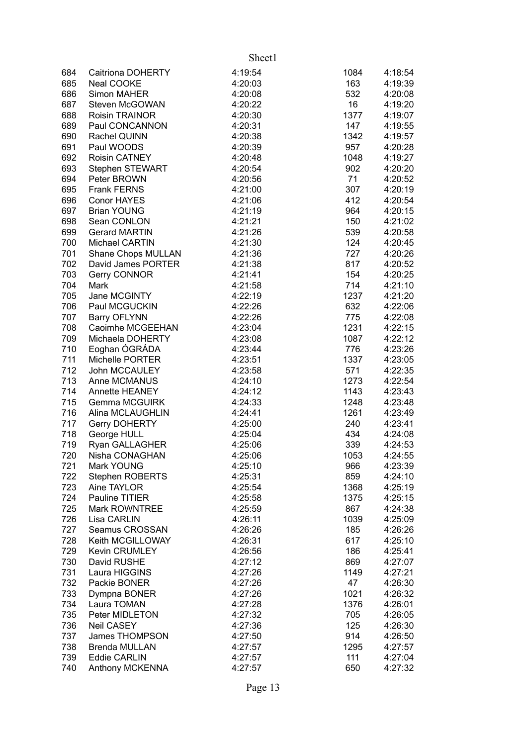| | | | | |
|---|---|---|---|---|
| 684 | Caitriona DOHERTY | 4:19:54 | 1084 | 4:18:54 |
| 685 | Neal COOKE | 4:20:03 | 163 | 4:19:39 |
| 686 | Simon MAHER | 4:20:08 | 532 | 4:20:08 |
| 687 | Steven McGOWAN | 4:20:22 | 16 | 4:19:20 |
| 688 | Roisin TRAINOR | 4:20:30 | 1377 | 4:19:07 |
| 689 | Paul CONCANNON | 4:20:31 | 147 | 4:19:55 |
| 690 | Rachel QUINN | 4:20:38 | 1342 | 4:19:57 |
| 691 | Paul WOODS | 4:20:39 | 957 | 4:20:28 |
| 692 | Roisin CATNEY | 4:20:48 | 1048 | 4:19:27 |
| 693 | Stephen STEWART | 4:20:54 | 902 | 4:20:20 |
| 694 | Peter BROWN | 4:20:56 | 71 | 4:20:52 |
| 695 | Frank FERNS | 4:21:00 | 307 | 4:20:19 |
| 696 | Conor HAYES | 4:21:06 | 412 | 4:20:54 |
| 697 | Brian YOUNG | 4:21:19 | 964 | 4:20:15 |
| 698 | Sean CONLON | 4:21:21 | 150 | 4:21:02 |
| 699 | Gerard MARTIN | 4:21:26 | 539 | 4:20:58 |
| 700 | Michael CARTIN | 4:21:30 | 124 | 4:20:45 |
| 701 | Shane Chops MULLAN | 4:21:36 | 727 | 4:20:26 |
| 702 | David James PORTER | 4:21:38 | 817 | 4:20:52 |
| 703 | Gerry CONNOR | 4:21:41 | 154 | 4:20:25 |
| 704 | Mark | 4:21:58 | 714 | 4:21:10 |
| 705 | Jane MCGINTY | 4:22:19 | 1237 | 4:21:20 |
| 706 | Paul MCGUCKIN | 4:22:26 | 632 | 4:22:06 |
| 707 | Barry OFLYNN | 4:22:26 | 775 | 4:22:08 |
| 708 | Caoimhe MCGEEHAN | 4:23:04 | 1231 | 4:22:15 |
| 709 | Michaela DOHERTY | 4:23:08 | 1087 | 4:22:12 |
| 710 | Eoghan ÓGRÁDA | 4:23:44 | 776 | 4:23:26 |
| 711 | Michelle PORTER | 4:23:51 | 1337 | 4:23:05 |
| 712 | John MCCAULEY | 4:23:58 | 571 | 4:22:35 |
| 713 | Anne MCMANUS | 4:24:10 | 1273 | 4:22:54 |
| 714 | Annette HEANEY | 4:24:12 | 1143 | 4:23:43 |
| 715 | Gemma MCGUIRK | 4:24:33 | 1248 | 4:23:48 |
| 716 | Alina MCLAUGHLIN | 4:24:41 | 1261 | 4:23:49 |
| 717 | Gerry DOHERTY | 4:25:00 | 240 | 4:23:41 |
| 718 | George HULL | 4:25:04 | 434 | 4:24:08 |
| 719 | Ryan GALLAGHER | 4:25:06 | 339 | 4:24:53 |
| 720 | Nisha CONAGHAN | 4:25:06 | 1053 | 4:24:55 |
| 721 | Mark YOUNG | 4:25:10 | 966 | 4:23:39 |
| 722 | Stephen ROBERTS | 4:25:31 | 859 | 4:24:10 |
| 723 | Aine TAYLOR | 4:25:54 | 1368 | 4:25:19 |
| 724 | Pauline TITIER | 4:25:58 | 1375 | 4:25:15 |
| 725 | Mark ROWNTREE | 4:25:59 | 867 | 4:24:38 |
| 726 | Lisa CARLIN | 4:26:11 | 1039 | 4:25:09 |
| 727 | Seamus CROSSAN | 4:26:26 | 185 | 4:26:26 |
| 728 | Keith MCGILLOWAY | 4:26:31 | 617 | 4:25:10 |
| 729 | Kevin CRUMLEY | 4:26:56 | 186 | 4:25:41 |
| 730 | David RUSHE | 4:27:12 | 869 | 4:27:07 |
| 731 | Laura HIGGINS | 4:27:26 | 1149 | 4:27:21 |
| 732 | Packie BONER | 4:27:26 | 47 | 4:26:30 |
| 733 | Dympna BONER | 4:27:26 | 1021 | 4:26:32 |
| 734 | Laura TOMAN | 4:27:28 | 1376 | 4:26:01 |
| 735 | Peter MIDLETON | 4:27:32 | 705 | 4:26:05 |
| 736 | Neil CASEY | 4:27:36 | 125 | 4:26:30 |
| 737 | James THOMPSON | 4:27:50 | 914 | 4:26:50 |
| 738 | Brenda MULLAN | 4:27:57 | 1295 | 4:27:57 |
| 739 | Eddie CARLIN | 4:27:57 | 111 | 4:27:04 |
| 740 | Anthony MCKENNA | 4:27:57 | 650 | 4:27:32 |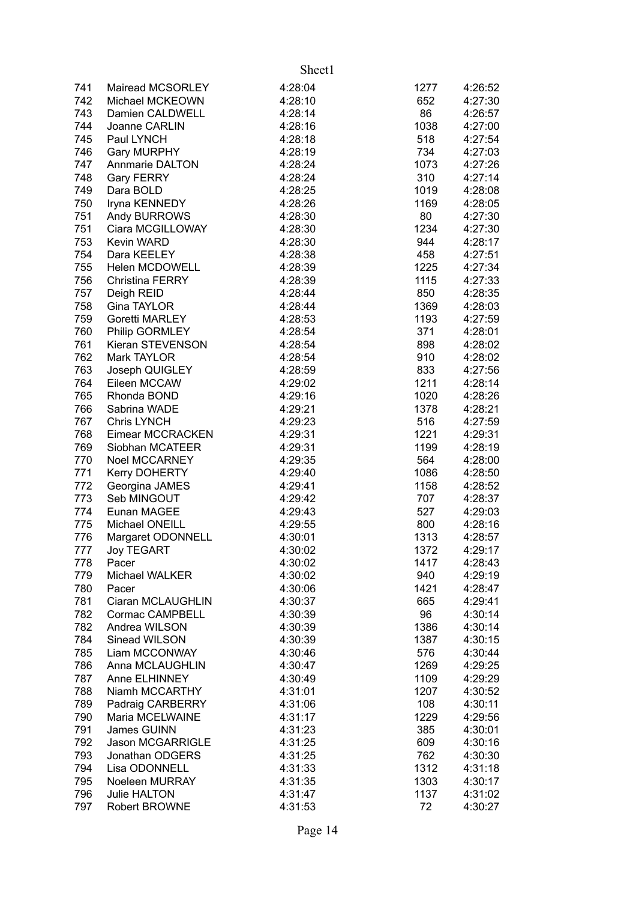| | | | | |
|---|---|---|---|---|
| 741 | Mairead MCSORLEY | 4:28:04 | 1277 | 4:26:52 |
| 742 | Michael MCKEOWN | 4:28:10 | 652 | 4:27:30 |
| 743 | Damien CALDWELL | 4:28:14 | 86 | 4:26:57 |
| 744 | Joanne CARLIN | 4:28:16 | 1038 | 4:27:00 |
| 745 | Paul LYNCH | 4:28:18 | 518 | 4:27:54 |
| 746 | Gary MURPHY | 4:28:19 | 734 | 4:27:03 |
| 747 | Annmarie DALTON | 4:28:24 | 1073 | 4:27:26 |
| 748 | Gary FERRY | 4:28:24 | 310 | 4:27:14 |
| 749 | Dara BOLD | 4:28:25 | 1019 | 4:28:08 |
| 750 | Iryna KENNEDY | 4:28:26 | 1169 | 4:28:05 |
| 751 | Andy BURROWS | 4:28:30 | 80 | 4:27:30 |
| 751 | Ciara MCGILLOWAY | 4:28:30 | 1234 | 4:27:30 |
| 753 | Kevin WARD | 4:28:30 | 944 | 4:28:17 |
| 754 | Dara KEELEY | 4:28:38 | 458 | 4:27:51 |
| 755 | Helen MCDOWELL | 4:28:39 | 1225 | 4:27:34 |
| 756 | Christina FERRY | 4:28:39 | 1115 | 4:27:33 |
| 757 | Deigh REID | 4:28:44 | 850 | 4:28:35 |
| 758 | Gina TAYLOR | 4:28:44 | 1369 | 4:28:03 |
| 759 | Goretti MARLEY | 4:28:53 | 1193 | 4:27:59 |
| 760 | Philip GORMLEY | 4:28:54 | 371 | 4:28:01 |
| 761 | Kieran STEVENSON | 4:28:54 | 898 | 4:28:02 |
| 762 | Mark TAYLOR | 4:28:54 | 910 | 4:28:02 |
| 763 | Joseph QUIGLEY | 4:28:59 | 833 | 4:27:56 |
| 764 | Eileen MCCAW | 4:29:02 | 1211 | 4:28:14 |
| 765 | Rhonda BOND | 4:29:16 | 1020 | 4:28:26 |
| 766 | Sabrina WADE | 4:29:21 | 1378 | 4:28:21 |
| 767 | Chris LYNCH | 4:29:23 | 516 | 4:27:59 |
| 768 | Eimear MCCRACKEN | 4:29:31 | 1221 | 4:29:31 |
| 769 | Siobhan MCATEER | 4:29:31 | 1199 | 4:28:19 |
| 770 | Noel MCCARNEY | 4:29:35 | 564 | 4:28:00 |
| 771 | Kerry DOHERTY | 4:29:40 | 1086 | 4:28:50 |
| 772 | Georgina JAMES | 4:29:41 | 1158 | 4:28:52 |
| 773 | Seb MINGOUT | 4:29:42 | 707 | 4:28:37 |
| 774 | Eunan MAGEE | 4:29:43 | 527 | 4:29:03 |
| 775 | Michael ONEILL | 4:29:55 | 800 | 4:28:16 |
| 776 | Margaret ODONNELL | 4:30:01 | 1313 | 4:28:57 |
| 777 | Joy TEGART | 4:30:02 | 1372 | 4:29:17 |
| 778 | Pacer | 4:30:02 | 1417 | 4:28:43 |
| 779 | Michael WALKER | 4:30:02 | 940 | 4:29:19 |
| 780 | Pacer | 4:30:06 | 1421 | 4:28:47 |
| 781 | Ciaran MCLAUGHLIN | 4:30:37 | 665 | 4:29:41 |
| 782 | Cormac CAMPBELL | 4:30:39 | 96 | 4:30:14 |
| 782 | Andrea WILSON | 4:30:39 | 1386 | 4:30:14 |
| 784 | Sinead WILSON | 4:30:39 | 1387 | 4:30:15 |
| 785 | Liam MCCONWAY | 4:30:46 | 576 | 4:30:44 |
| 786 | Anna MCLAUGHLIN | 4:30:47 | 1269 | 4:29:25 |
| 787 | Anne ELHINNEY | 4:30:49 | 1109 | 4:29:29 |
| 788 | Niamh MCCARTHY | 4:31:01 | 1207 | 4:30:52 |
| 789 | Padraig CARBERRY | 4:31:06 | 108 | 4:30:11 |
| 790 | Maria MCELWAINE | 4:31:17 | 1229 | 4:29:56 |
| 791 | James GUINN | 4:31:23 | 385 | 4:30:01 |
| 792 | Jason MCGARRIGLE | 4:31:25 | 609 | 4:30:16 |
| 793 | Jonathan ODGERS | 4:31:25 | 762 | 4:30:30 |
| 794 | Lisa ODONNELL | 4:31:33 | 1312 | 4:31:18 |
| 795 | Noeleen MURRAY | 4:31:35 | 1303 | 4:30:17 |
| 796 | Julie HALTON | 4:31:47 | 1137 | 4:31:02 |
| 797 | Robert BROWNE | 4:31:53 | 72 | 4:30:27 |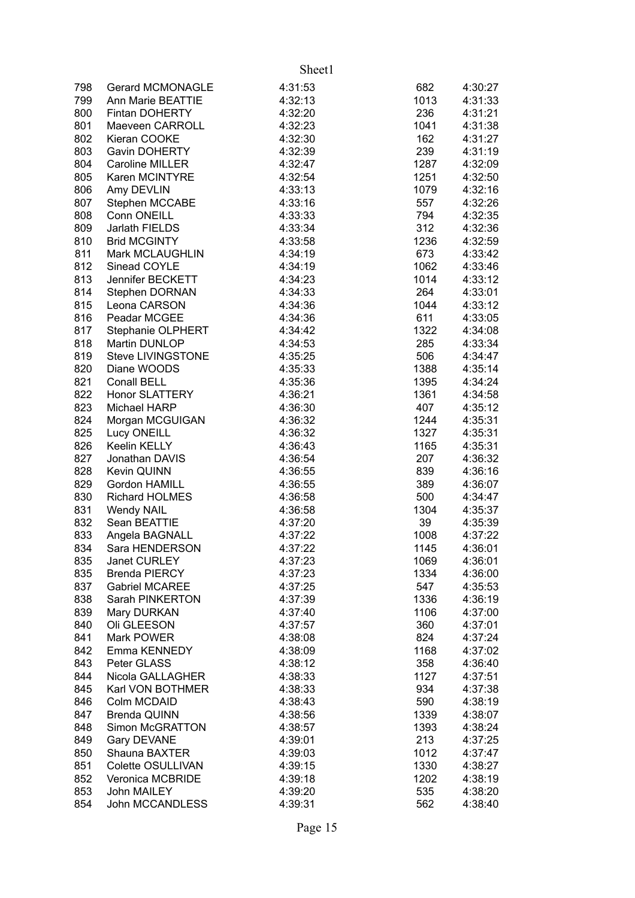| | | | | |
|---|---|---|---|---|
| 798 | Gerard MCMONAGLE | 4:31:53 | 682 | 4:30:27 |
| 799 | Ann Marie BEATTIE | 4:32:13 | 1013 | 4:31:33 |
| 800 | Fintan DOHERTY | 4:32:20 | 236 | 4:31:21 |
| 801 | Maeveen CARROLL | 4:32:23 | 1041 | 4:31:38 |
| 802 | Kieran COOKE | 4:32:30 | 162 | 4:31:27 |
| 803 | Gavin DOHERTY | 4:32:39 | 239 | 4:31:19 |
| 804 | Caroline MILLER | 4:32:47 | 1287 | 4:32:09 |
| 805 | Karen MCINTYRE | 4:32:54 | 1251 | 4:32:50 |
| 806 | Amy DEVLIN | 4:33:13 | 1079 | 4:32:16 |
| 807 | Stephen MCCABE | 4:33:16 | 557 | 4:32:26 |
| 808 | Conn ONEILL | 4:33:33 | 794 | 4:32:35 |
| 809 | Jarlath FIELDS | 4:33:34 | 312 | 4:32:36 |
| 810 | Brid MCGINTY | 4:33:58 | 1236 | 4:32:59 |
| 811 | Mark MCLAUGHLIN | 4:34:19 | 673 | 4:33:42 |
| 812 | Sinead COYLE | 4:34:19 | 1062 | 4:33:46 |
| 813 | Jennifer BECKETT | 4:34:23 | 1014 | 4:33:12 |
| 814 | Stephen DORNAN | 4:34:33 | 264 | 4:33:01 |
| 815 | Leona CARSON | 4:34:36 | 1044 | 4:33:12 |
| 816 | Peadar MCGEE | 4:34:36 | 611 | 4:33:05 |
| 817 | Stephanie OLPHERT | 4:34:42 | 1322 | 4:34:08 |
| 818 | Martin DUNLOP | 4:34:53 | 285 | 4:33:34 |
| 819 | Steve LIVINGSTONE | 4:35:25 | 506 | 4:34:47 |
| 820 | Diane WOODS | 4:35:33 | 1388 | 4:35:14 |
| 821 | Conall BELL | 4:35:36 | 1395 | 4:34:24 |
| 822 | Honor SLATTERY | 4:36:21 | 1361 | 4:34:58 |
| 823 | Michael HARP | 4:36:30 | 407 | 4:35:12 |
| 824 | Morgan MCGUIGAN | 4:36:32 | 1244 | 4:35:31 |
| 825 | Lucy ONEILL | 4:36:32 | 1327 | 4:35:31 |
| 826 | Keelin KELLY | 4:36:43 | 1165 | 4:35:31 |
| 827 | Jonathan DAVIS | 4:36:54 | 207 | 4:36:32 |
| 828 | Kevin QUINN | 4:36:55 | 839 | 4:36:16 |
| 829 | Gordon HAMILL | 4:36:55 | 389 | 4:36:07 |
| 830 | Richard HOLMES | 4:36:58 | 500 | 4:34:47 |
| 831 | Wendy NAIL | 4:36:58 | 1304 | 4:35:37 |
| 832 | Sean BEATTIE | 4:37:20 | 39 | 4:35:39 |
| 833 | Angela BAGNALL | 4:37:22 | 1008 | 4:37:22 |
| 834 | Sara HENDERSON | 4:37:22 | 1145 | 4:36:01 |
| 835 | Janet CURLEY | 4:37:23 | 1069 | 4:36:01 |
| 835 | Brenda PIERCY | 4:37:23 | 1334 | 4:36:00 |
| 837 | Gabriel MCAREE | 4:37:25 | 547 | 4:35:53 |
| 838 | Sarah PINKERTON | 4:37:39 | 1336 | 4:36:19 |
| 839 | Mary DURKAN | 4:37:40 | 1106 | 4:37:00 |
| 840 | Oli GLEESON | 4:37:57 | 360 | 4:37:01 |
| 841 | Mark POWER | 4:38:08 | 824 | 4:37:24 |
| 842 | Emma KENNEDY | 4:38:09 | 1168 | 4:37:02 |
| 843 | Peter GLASS | 4:38:12 | 358 | 4:36:40 |
| 844 | Nicola GALLAGHER | 4:38:33 | 1127 | 4:37:51 |
| 845 | Karl VON BOTHMER | 4:38:33 | 934 | 4:37:38 |
| 846 | Colm MCDAID | 4:38:43 | 590 | 4:38:19 |
| 847 | Brenda QUINN | 4:38:56 | 1339 | 4:38:07 |
| 848 | Simon McGRATTON | 4:38:57 | 1393 | 4:38:24 |
| 849 | Gary DEVANE | 4:39:01 | 213 | 4:37:25 |
| 850 | Shauna BAXTER | 4:39:03 | 1012 | 4:37:47 |
| 851 | Colette OSULLIVAN | 4:39:15 | 1330 | 4:38:27 |
| 852 | Veronica MCBRIDE | 4:39:18 | 1202 | 4:38:19 |
| 853 | John MAILEY | 4:39:20 | 535 | 4:38:20 |
| 854 | John MCCANDLESS | 4:39:31 | 562 | 4:38:40 |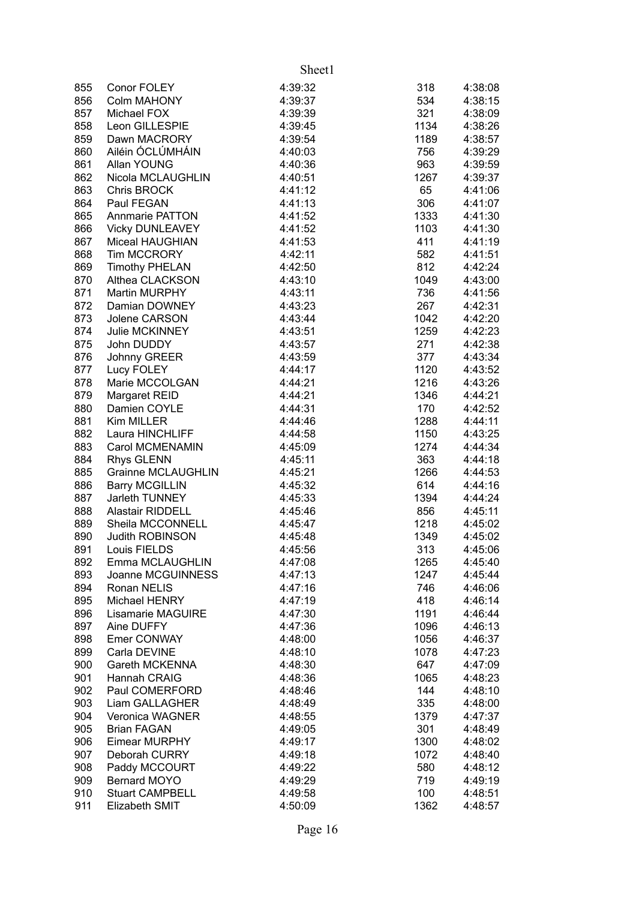| | | | | |
|---|---|---|---|---|
| 855 | Conor FOLEY | 4:39:32 | 318 | 4:38:08 |
| 856 | Colm MAHONY | 4:39:37 | 534 | 4:38:15 |
| 857 | Michael FOX | 4:39:39 | 321 | 4:38:09 |
| 858 | Leon GILLESPIE | 4:39:45 | 1134 | 4:38:26 |
| 859 | Dawn MACRORY | 4:39:54 | 1189 | 4:38:57 |
| 860 | Ailéin ÓCLÚMHÁIN | 4:40:03 | 756 | 4:39:29 |
| 861 | Allan YOUNG | 4:40:36 | 963 | 4:39:59 |
| 862 | Nicola MCLAUGHLIN | 4:40:51 | 1267 | 4:39:37 |
| 863 | Chris BROCK | 4:41:12 | 65 | 4:41:06 |
| 864 | Paul FEGAN | 4:41:13 | 306 | 4:41:07 |
| 865 | Annmarie PATTON | 4:41:52 | 1333 | 4:41:30 |
| 866 | Vicky DUNLEAVEY | 4:41:52 | 1103 | 4:41:30 |
| 867 | Miceal HAUGHIAN | 4:41:53 | 411 | 4:41:19 |
| 868 | Tim MCCRORY | 4:42:11 | 582 | 4:41:51 |
| 869 | Timothy PHELAN | 4:42:50 | 812 | 4:42:24 |
| 870 | Althea CLACKSON | 4:43:10 | 1049 | 4:43:00 |
| 871 | Martin MURPHY | 4:43:11 | 736 | 4:41:56 |
| 872 | Damian DOWNEY | 4:43:23 | 267 | 4:42:31 |
| 873 | Jolene CARSON | 4:43:44 | 1042 | 4:42:20 |
| 874 | Julie MCKINNEY | 4:43:51 | 1259 | 4:42:23 |
| 875 | John DUDDY | 4:43:57 | 271 | 4:42:38 |
| 876 | Johnny GREER | 4:43:59 | 377 | 4:43:34 |
| 877 | Lucy FOLEY | 4:44:17 | 1120 | 4:43:52 |
| 878 | Marie MCCOLGAN | 4:44:21 | 1216 | 4:43:26 |
| 879 | Margaret REID | 4:44:21 | 1346 | 4:44:21 |
| 880 | Damien COYLE | 4:44:31 | 170 | 4:42:52 |
| 881 | Kim MILLER | 4:44:46 | 1288 | 4:44:11 |
| 882 | Laura HINCHLIFF | 4:44:58 | 1150 | 4:43:25 |
| 883 | Carol MCMENAMIN | 4:45:09 | 1274 | 4:44:34 |
| 884 | Rhys GLENN | 4:45:11 | 363 | 4:44:18 |
| 885 | Grainne MCLAUGHLIN | 4:45:21 | 1266 | 4:44:53 |
| 886 | Barry MCGILLIN | 4:45:32 | 614 | 4:44:16 |
| 887 | Jarleth TUNNEY | 4:45:33 | 1394 | 4:44:24 |
| 888 | Alastair RIDDELL | 4:45:46 | 856 | 4:45:11 |
| 889 | Sheila MCCONNELL | 4:45:47 | 1218 | 4:45:02 |
| 890 | Judith ROBINSON | 4:45:48 | 1349 | 4:45:02 |
| 891 | Louis FIELDS | 4:45:56 | 313 | 4:45:06 |
| 892 | Emma MCLAUGHLIN | 4:47:08 | 1265 | 4:45:40 |
| 893 | Joanne MCGUINNESS | 4:47:13 | 1247 | 4:45:44 |
| 894 | Ronan NELIS | 4:47:16 | 746 | 4:46:06 |
| 895 | Michael HENRY | 4:47:19 | 418 | 4:46:14 |
| 896 | Lisamarie MAGUIRE | 4:47:30 | 1191 | 4:46:44 |
| 897 | Aine DUFFY | 4:47:36 | 1096 | 4:46:13 |
| 898 | Emer CONWAY | 4:48:00 | 1056 | 4:46:37 |
| 899 | Carla DEVINE | 4:48:10 | 1078 | 4:47:23 |
| 900 | Gareth MCKENNA | 4:48:30 | 647 | 4:47:09 |
| 901 | Hannah CRAIG | 4:48:36 | 1065 | 4:48:23 |
| 902 | Paul COMERFORD | 4:48:46 | 144 | 4:48:10 |
| 903 | Liam GALLAGHER | 4:48:49 | 335 | 4:48:00 |
| 904 | Veronica WAGNER | 4:48:55 | 1379 | 4:47:37 |
| 905 | Brian FAGAN | 4:49:05 | 301 | 4:48:49 |
| 906 | Eimear MURPHY | 4:49:17 | 1300 | 4:48:02 |
| 907 | Deborah CURRY | 4:49:18 | 1072 | 4:48:40 |
| 908 | Paddy MCCOURT | 4:49:22 | 580 | 4:48:12 |
| 909 | Bernard MOYO | 4:49:29 | 719 | 4:49:19 |
| 910 | Stuart CAMPBELL | 4:49:58 | 100 | 4:48:51 |
| 911 | Elizabeth SMIT | 4:50:09 | 1362 | 4:48:57 |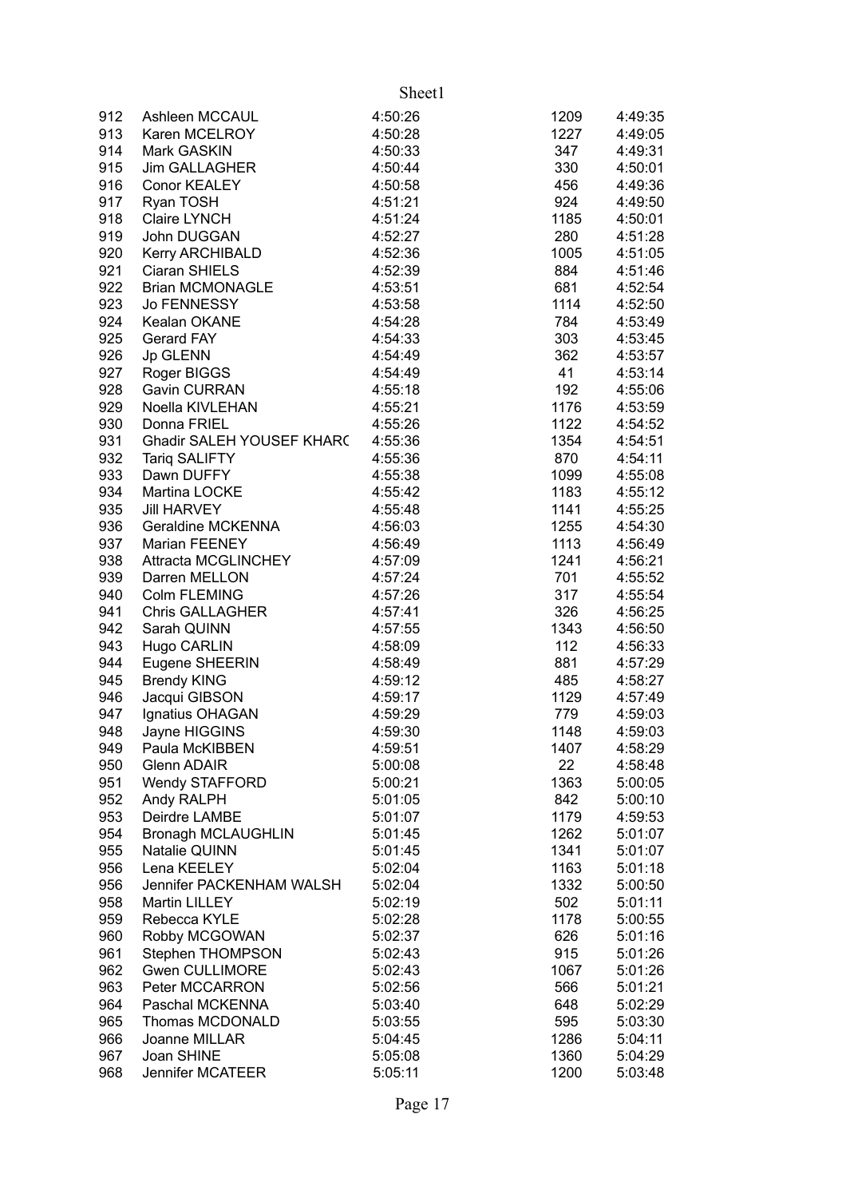| | | | | |
|---|---|---|---|---|
| 912 | Ashleen MCCAUL | 4:50:26 | 1209 | 4:49:35 |
| 913 | Karen MCELROY | 4:50:28 | 1227 | 4:49:05 |
| 914 | Mark GASKIN | 4:50:33 | 347 | 4:49:31 |
| 915 | Jim GALLAGHER | 4:50:44 | 330 | 4:50:01 |
| 916 | Conor KEALEY | 4:50:58 | 456 | 4:49:36 |
| 917 | Ryan TOSH | 4:51:21 | 924 | 4:49:50 |
| 918 | Claire LYNCH | 4:51:24 | 1185 | 4:50:01 |
| 919 | John DUGGAN | 4:52:27 | 280 | 4:51:28 |
| 920 | Kerry ARCHIBALD | 4:52:36 | 1005 | 4:51:05 |
| 921 | Ciaran SHIELS | 4:52:39 | 884 | 4:51:46 |
| 922 | Brian MCMONAGLE | 4:53:51 | 681 | 4:52:54 |
| 923 | Jo FENNESSY | 4:53:58 | 1114 | 4:52:50 |
| 924 | Kealan OKANE | 4:54:28 | 784 | 4:53:49 |
| 925 | Gerard FAY | 4:54:33 | 303 | 4:53:45 |
| 926 | Jp GLENN | 4:54:49 | 362 | 4:53:57 |
| 927 | Roger BIGGS | 4:54:49 | 41 | 4:53:14 |
| 928 | Gavin CURRAN | 4:55:18 | 192 | 4:55:06 |
| 929 | Noella KIVLEHAN | 4:55:21 | 1176 | 4:53:59 |
| 930 | Donna FRIEL | 4:55:26 | 1122 | 4:54:52 |
| 931 | Ghadir SALEH YOUSEF KHARC | 4:55:36 | 1354 | 4:54:51 |
| 932 | Tariq SALIFTY | 4:55:36 | 870 | 4:54:11 |
| 933 | Dawn DUFFY | 4:55:38 | 1099 | 4:55:08 |
| 934 | Martina LOCKE | 4:55:42 | 1183 | 4:55:12 |
| 935 | Jill HARVEY | 4:55:48 | 1141 | 4:55:25 |
| 936 | Geraldine MCKENNA | 4:56:03 | 1255 | 4:54:30 |
| 937 | Marian FEENEY | 4:56:49 | 1113 | 4:56:49 |
| 938 | Attracta MCGLINCHEY | 4:57:09 | 1241 | 4:56:21 |
| 939 | Darren MELLON | 4:57:24 | 701 | 4:55:52 |
| 940 | Colm FLEMING | 4:57:26 | 317 | 4:55:54 |
| 941 | Chris GALLAGHER | 4:57:41 | 326 | 4:56:25 |
| 942 | Sarah QUINN | 4:57:55 | 1343 | 4:56:50 |
| 943 | Hugo CARLIN | 4:58:09 | 112 | 4:56:33 |
| 944 | Eugene SHEERIN | 4:58:49 | 881 | 4:57:29 |
| 945 | Brendy KING | 4:59:12 | 485 | 4:58:27 |
| 946 | Jacqui GIBSON | 4:59:17 | 1129 | 4:57:49 |
| 947 | Ignatius OHAGAN | 4:59:29 | 779 | 4:59:03 |
| 948 | Jayne HIGGINS | 4:59:30 | 1148 | 4:59:03 |
| 949 | Paula McKIBBEN | 4:59:51 | 1407 | 4:58:29 |
| 950 | Glenn ADAIR | 5:00:08 | 22 | 4:58:48 |
| 951 | Wendy STAFFORD | 5:00:21 | 1363 | 5:00:05 |
| 952 | Andy RALPH | 5:01:05 | 842 | 5:00:10 |
| 953 | Deirdre LAMBE | 5:01:07 | 1179 | 4:59:53 |
| 954 | Bronagh MCLAUGHLIN | 5:01:45 | 1262 | 5:01:07 |
| 955 | Natalie QUINN | 5:01:45 | 1341 | 5:01:07 |
| 956 | Lena KEELEY | 5:02:04 | 1163 | 5:01:18 |
| 956 | Jennifer PACKENHAM WALSH | 5:02:04 | 1332 | 5:00:50 |
| 958 | Martin LILLEY | 5:02:19 | 502 | 5:01:11 |
| 959 | Rebecca KYLE | 5:02:28 | 1178 | 5:00:55 |
| 960 | Robby MCGOWAN | 5:02:37 | 626 | 5:01:16 |
| 961 | Stephen THOMPSON | 5:02:43 | 915 | 5:01:26 |
| 962 | Gwen CULLIMORE | 5:02:43 | 1067 | 5:01:26 |
| 963 | Peter MCCARRON | 5:02:56 | 566 | 5:01:21 |
| 964 | Paschal MCKENNA | 5:03:40 | 648 | 5:02:29 |
| 965 | Thomas MCDONALD | 5:03:55 | 595 | 5:03:30 |
| 966 | Joanne MILLAR | 5:04:45 | 1286 | 5:04:11 |
| 967 | Joan SHINE | 5:05:08 | 1360 | 5:04:29 |
| 968 | Jennifer MCATEER | 5:05:11 | 1200 | 5:03:48 |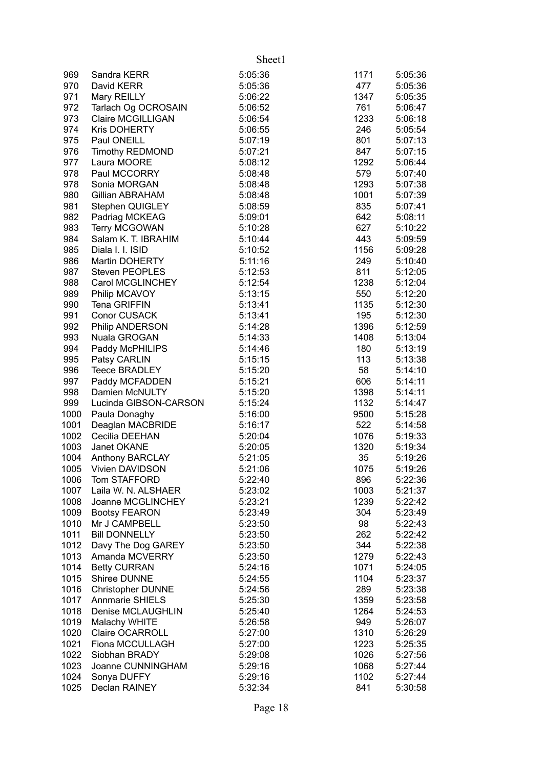| | | | | |
|---|---|---|---|---|
| 969 | Sandra KERR | 5:05:36 | 1171 | 5:05:36 |
| 970 | David KERR | 5:05:36 | 477 | 5:05:36 |
| 971 | Mary REILLY | 5:06:22 | 1347 | 5:05:35 |
| 972 | Tarlach Og OCROSAIN | 5:06:52 | 761 | 5:06:47 |
| 973 | Claire MCGILLIGAN | 5:06:54 | 1233 | 5:06:18 |
| 974 | Kris DOHERTY | 5:06:55 | 246 | 5:05:54 |
| 975 | Paul ONEILL | 5:07:19 | 801 | 5:07:13 |
| 976 | Timothy REDMOND | 5:07:21 | 847 | 5:07:15 |
| 977 | Laura MOORE | 5:08:12 | 1292 | 5:06:44 |
| 978 | Paul MCCORRY | 5:08:48 | 579 | 5:07:40 |
| 978 | Sonia MORGAN | 5:08:48 | 1293 | 5:07:38 |
| 980 | Gillian ABRAHAM | 5:08:48 | 1001 | 5:07:39 |
| 981 | Stephen QUIGLEY | 5:08:59 | 835 | 5:07:41 |
| 982 | Padriag MCKEAG | 5:09:01 | 642 | 5:08:11 |
| 983 | Terry MCGOWAN | 5:10:28 | 627 | 5:10:22 |
| 984 | Salam K. T. IBRAHIM | 5:10:44 | 443 | 5:09:59 |
| 985 | Diala I. I. ISID | 5:10:52 | 1156 | 5:09:28 |
| 986 | Martin DOHERTY | 5:11:16 | 249 | 5:10:40 |
| 987 | Steven PEOPLES | 5:12:53 | 811 | 5:12:05 |
| 988 | Carol MCGLINCHEY | 5:12:54 | 1238 | 5:12:04 |
| 989 | Philip MCAVOY | 5:13:15 | 550 | 5:12:20 |
| 990 | Tena GRIFFIN | 5:13:41 | 1135 | 5:12:30 |
| 991 | Conor CUSACK | 5:13:41 | 195 | 5:12:30 |
| 992 | Philip ANDERSON | 5:14:28 | 1396 | 5:12:59 |
| 993 | Nuala GROGAN | 5:14:33 | 1408 | 5:13:04 |
| 994 | Paddy McPHILIPS | 5:14:46 | 180 | 5:13:19 |
| 995 | Patsy CARLIN | 5:15:15 | 113 | 5:13:38 |
| 996 | Teece BRADLEY | 5:15:20 | 58 | 5:14:10 |
| 997 | Paddy MCFADDEN | 5:15:21 | 606 | 5:14:11 |
| 998 | Damien McNULTY | 5:15:20 | 1398 | 5:14:11 |
| 999 | Lucinda GIBSON-CARSON | 5:15:24 | 1132 | 5:14:47 |
| 1000 | Paula Donaghy | 5:16:00 | 9500 | 5:15:28 |
| 1001 | Deaglan MACBRIDE | 5:16:17 | 522 | 5:14:58 |
| 1002 | Cecilia DEEHAN | 5:20:04 | 1076 | 5:19:33 |
| 1003 | Janet OKANE | 5:20:05 | 1320 | 5:19:34 |
| 1004 | Anthony BARCLAY | 5:21:05 | 35 | 5:19:26 |
| 1005 | Vivien DAVIDSON | 5:21:06 | 1075 | 5:19:26 |
| 1006 | Tom STAFFORD | 5:22:40 | 896 | 5:22:36 |
| 1007 | Laila W. N. ALSHAER | 5:23:02 | 1003 | 5:21:37 |
| 1008 | Joanne MCGLINCHEY | 5:23:21 | 1239 | 5:22:42 |
| 1009 | Bootsy FEARON | 5:23:49 | 304 | 5:23:49 |
| 1010 | Mr J CAMPBELL | 5:23:50 | 98 | 5:22:43 |
| 1011 | Bill DONNELLY | 5:23:50 | 262 | 5:22:42 |
| 1012 | Davy The Dog GAREY | 5:23:50 | 344 | 5:22:38 |
| 1013 | Amanda MCVERRY | 5:23:50 | 1279 | 5:22:43 |
| 1014 | Betty CURRAN | 5:24:16 | 1071 | 5:24:05 |
| 1015 | Shiree DUNNE | 5:24:55 | 1104 | 5:23:37 |
| 1016 | Christopher DUNNE | 5:24:56 | 289 | 5:23:38 |
| 1017 | Annmarie SHIELS | 5:25:30 | 1359 | 5:23:58 |
| 1018 | Denise MCLAUGHLIN | 5:25:40 | 1264 | 5:24:53 |
| 1019 | Malachy WHITE | 5:26:58 | 949 | 5:26:07 |
| 1020 | Claire OCARROLL | 5:27:00 | 1310 | 5:26:29 |
| 1021 | Fiona MCCULLAGH | 5:27:00 | 1223 | 5:25:35 |
| 1022 | Siobhan BRADY | 5:29:08 | 1026 | 5:27:56 |
| 1023 | Joanne CUNNINGHAM | 5:29:16 | 1068 | 5:27:44 |
| 1024 | Sonya DUFFY | 5:29:16 | 1102 | 5:27:44 |
| 1025 | Declan RAINEY | 5:32:34 | 841 | 5:30:58 |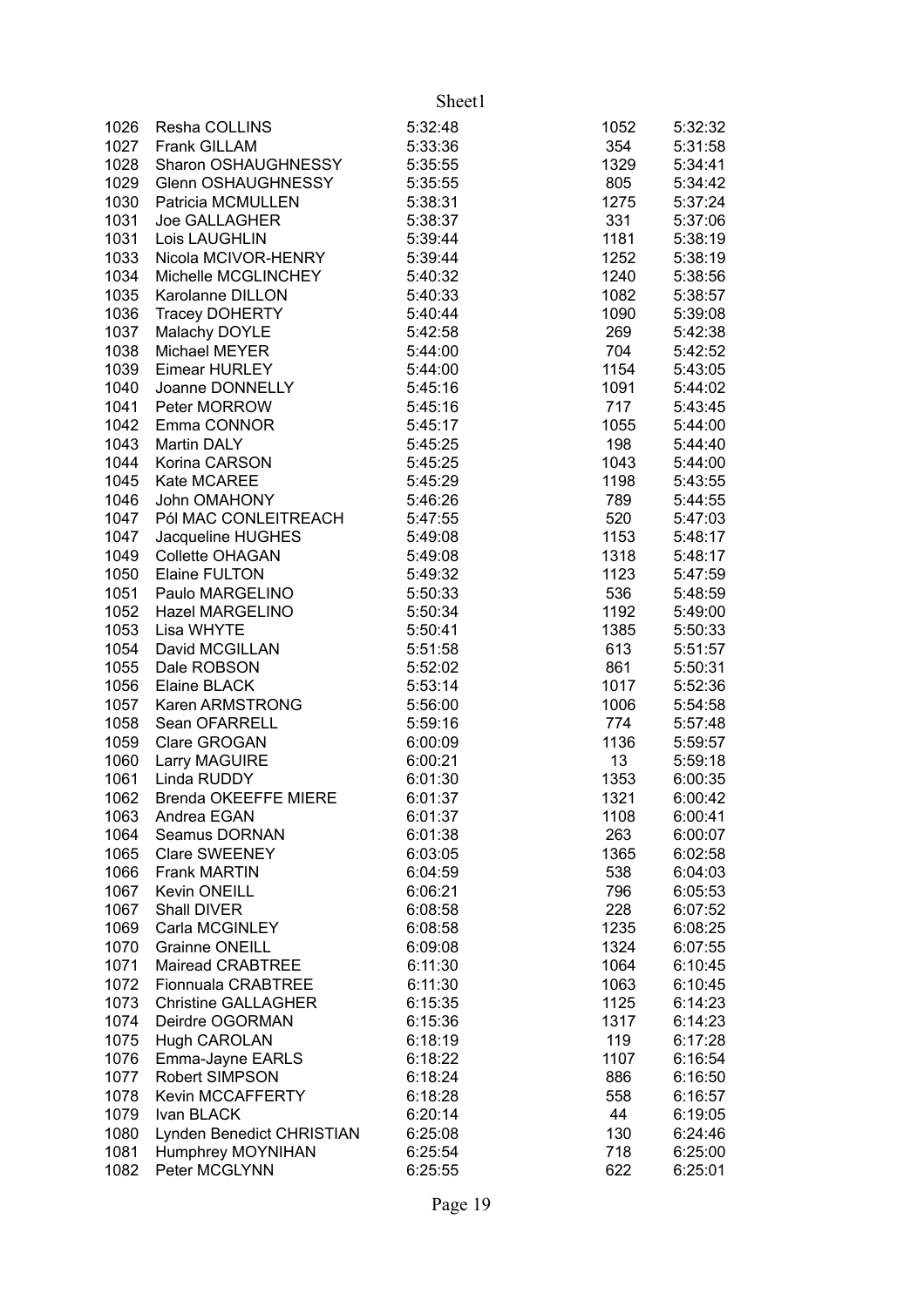| | | | | |
|---|---|---|---|---|
| 1026 | Resha COLLINS | 5:32:48 | 1052 | 5:32:32 |
| 1027 | Frank GILLAM | 5:33:36 | 354 | 5:31:58 |
| 1028 | Sharon OSHAUGHNESSY | 5:35:55 | 1329 | 5:34:41 |
| 1029 | Glenn OSHAUGHNESSY | 5:35:55 | 805 | 5:34:42 |
| 1030 | Patricia MCMULLEN | 5:38:31 | 1275 | 5:37:24 |
| 1031 | Joe GALLAGHER | 5:38:37 | 331 | 5:37:06 |
| 1031 | Lois LAUGHLIN | 5:39:44 | 1181 | 5:38:19 |
| 1033 | Nicola MCIVOR-HENRY | 5:39:44 | 1252 | 5:38:19 |
| 1034 | Michelle MCGLINCHEY | 5:40:32 | 1240 | 5:38:56 |
| 1035 | Karolanne DILLON | 5:40:33 | 1082 | 5:38:57 |
| 1036 | Tracey DOHERTY | 5:40:44 | 1090 | 5:39:08 |
| 1037 | Malachy DOYLE | 5:42:58 | 269 | 5:42:38 |
| 1038 | Michael MEYER | 5:44:00 | 704 | 5:42:52 |
| 1039 | Eimear HURLEY | 5:44:00 | 1154 | 5:43:05 |
| 1040 | Joanne DONNELLY | 5:45:16 | 1091 | 5:44:02 |
| 1041 | Peter MORROW | 5:45:16 | 717 | 5:43:45 |
| 1042 | Emma CONNOR | 5:45:17 | 1055 | 5:44:00 |
| 1043 | Martin DALY | 5:45:25 | 198 | 5:44:40 |
| 1044 | Korina CARSON | 5:45:25 | 1043 | 5:44:00 |
| 1045 | Kate MCAREE | 5:45:29 | 1198 | 5:43:55 |
| 1046 | John OMAHONY | 5:46:26 | 789 | 5:44:55 |
| 1047 | Pól MAC CONLEITREACH | 5:47:55 | 520 | 5:47:03 |
| 1047 | Jacqueline HUGHES | 5:49:08 | 1153 | 5:48:17 |
| 1049 | Collette OHAGAN | 5:49:08 | 1318 | 5:48:17 |
| 1050 | Elaine FULTON | 5:49:32 | 1123 | 5:47:59 |
| 1051 | Paulo MARGELINO | 5:50:33 | 536 | 5:48:59 |
| 1052 | Hazel MARGELINO | 5:50:34 | 1192 | 5:49:00 |
| 1053 | Lisa WHYTE | 5:50:41 | 1385 | 5:50:33 |
| 1054 | David MCGILLAN | 5:51:58 | 613 | 5:51:57 |
| 1055 | Dale ROBSON | 5:52:02 | 861 | 5:50:31 |
| 1056 | Elaine BLACK | 5:53:14 | 1017 | 5:52:36 |
| 1057 | Karen ARMSTRONG | 5:56:00 | 1006 | 5:54:58 |
| 1058 | Sean OFARRELL | 5:59:16 | 774 | 5:57:48 |
| 1059 | Clare GROGAN | 6:00:09 | 1136 | 5:59:57 |
| 1060 | Larry MAGUIRE | 6:00:21 | 13 | 5:59:18 |
| 1061 | Linda RUDDY | 6:01:30 | 1353 | 6:00:35 |
| 1062 | Brenda OKEEFFE MIERE | 6:01:37 | 1321 | 6:00:42 |
| 1063 | Andrea EGAN | 6:01:37 | 1108 | 6:00:41 |
| 1064 | Seamus DORNAN | 6:01:38 | 263 | 6:00:07 |
| 1065 | Clare SWEENEY | 6:03:05 | 1365 | 6:02:58 |
| 1066 | Frank MARTIN | 6:04:59 | 538 | 6:04:03 |
| 1067 | Kevin ONEILL | 6:06:21 | 796 | 6:05:53 |
| 1067 | Shall DIVER | 6:08:58 | 228 | 6:07:52 |
| 1069 | Carla MCGINLEY | 6:08:58 | 1235 | 6:08:25 |
| 1070 | Grainne ONEILL | 6:09:08 | 1324 | 6:07:55 |
| 1071 | Mairead CRABTREE | 6:11:30 | 1064 | 6:10:45 |
| 1072 | Fionnuala CRABTREE | 6:11:30 | 1063 | 6:10:45 |
| 1073 | Christine GALLAGHER | 6:15:35 | 1125 | 6:14:23 |
| 1074 | Deirdre OGORMAN | 6:15:36 | 1317 | 6:14:23 |
| 1075 | Hugh CAROLAN | 6:18:19 | 119 | 6:17:28 |
| 1076 | Emma-Jayne EARLS | 6:18:22 | 1107 | 6:16:54 |
| 1077 | Robert SIMPSON | 6:18:24 | 886 | 6:16:50 |
| 1078 | Kevin MCCAFFERTY | 6:18:28 | 558 | 6:16:57 |
| 1079 | Ivan BLACK | 6:20:14 | 44 | 6:19:05 |
| 1080 | Lynden Benedict CHRISTIAN | 6:25:08 | 130 | 6:24:46 |
| 1081 | Humphrey MOYNIHAN | 6:25:54 | 718 | 6:25:00 |
| 1082 | Peter MCGLYNN | 6:25:55 | 622 | 6:25:01 |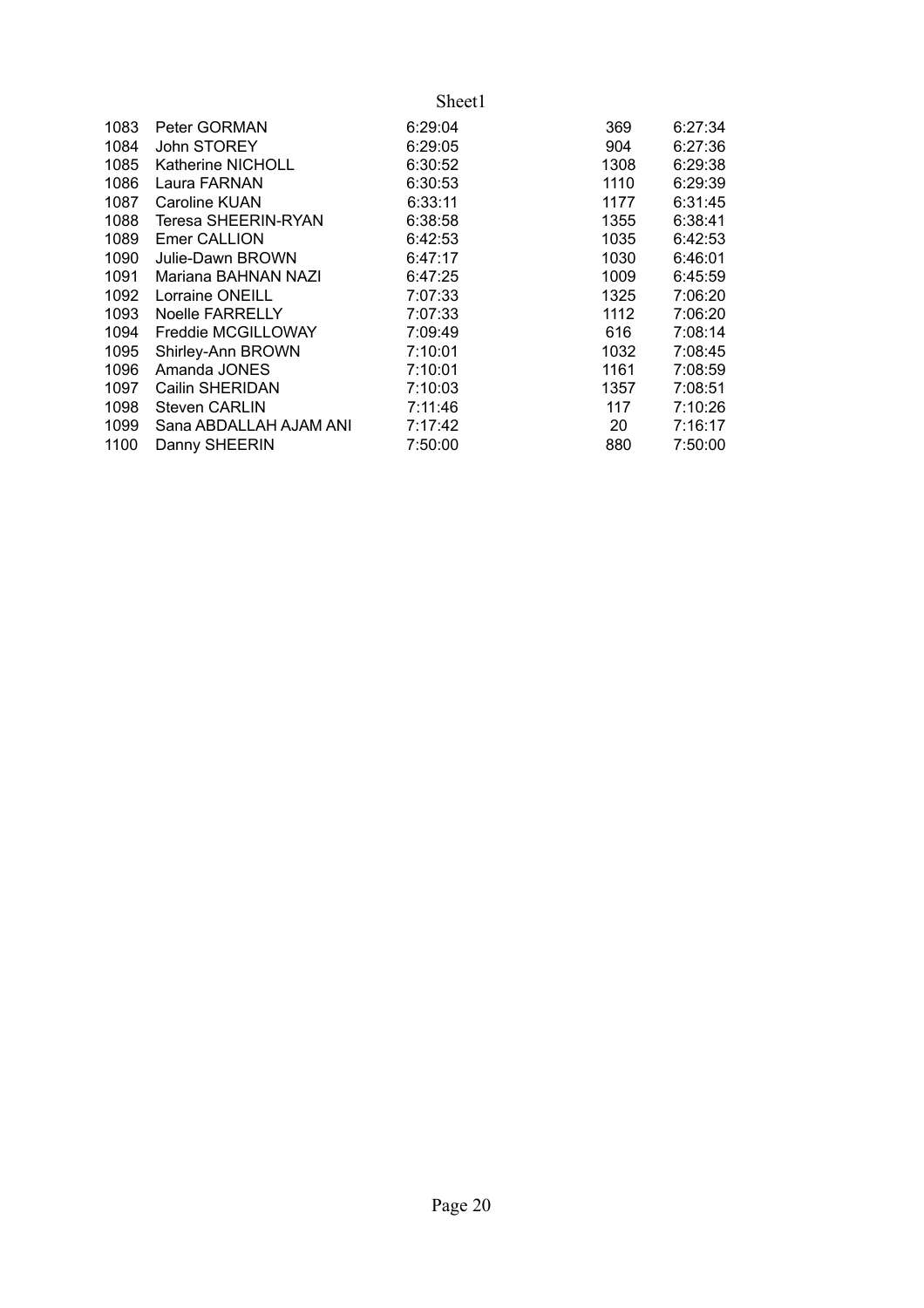| | | | | |
|---|---|---|---|---|
| 1083 | Peter GORMAN | 6:29:04 | 369 | 6:27:34 |
| 1084 | John STOREY | 6:29:05 | 904 | 6:27:36 |
| 1085 | Katherine NICHOLL | 6:30:52 | 1308 | 6:29:38 |
| 1086 | Laura FARNAN | 6:30:53 | 1110 | 6:29:39 |
| 1087 | Caroline KUAN | 6:33:11 | 1177 | 6:31:45 |
| 1088 | Teresa SHEERIN-RYAN | 6:38:58 | 1355 | 6:38:41 |
| 1089 | Emer CALLION | 6:42:53 | 1035 | 6:42:53 |
| 1090 | Julie-Dawn BROWN | 6:47:17 | 1030 | 6:46:01 |
| 1091 | Mariana BAHNAN NAZI | 6:47:25 | 1009 | 6:45:59 |
| 1092 | Lorraine ONEILL | 7:07:33 | 1325 | 7:06:20 |
| 1093 | Noelle FARRELLY | 7:07:33 | 1112 | 7:06:20 |
| 1094 | Freddie MCGILLOWAY | 7:09:49 | 616 | 7:08:14 |
| 1095 | Shirley-Ann BROWN | 7:10:01 | 1032 | 7:08:45 |
| 1096 | Amanda JONES | 7:10:01 | 1161 | 7:08:59 |
| 1097 | Cailin SHERIDAN | 7:10:03 | 1357 | 7:08:51 |
| 1098 | Steven CARLIN | 7:11:46 | 117 | 7:10:26 |
| 1099 | Sana ABDALLAH AJAM ANI | 7:17:42 | 20 | 7:16:17 |
| 1100 | Danny SHEERIN | 7:50:00 | 880 | 7:50:00 |